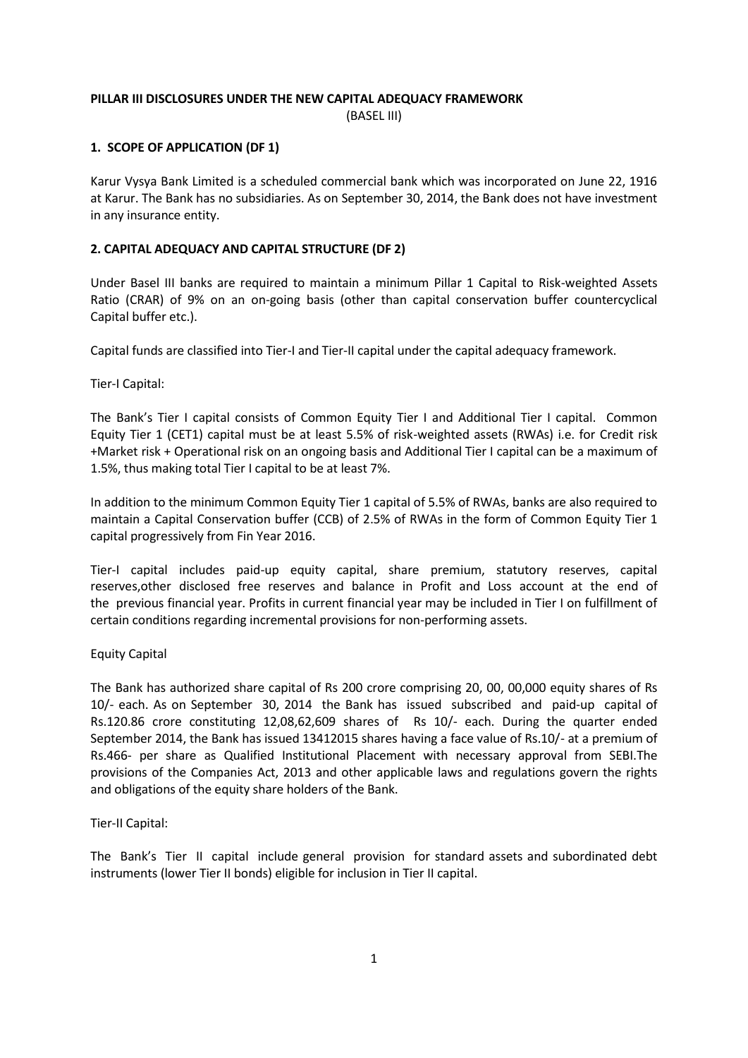**PILLAR III DISCLOSURES UNDER THE NEW CAPITAL ADEQUACY FRAMEWORK**
(BASEL III)

## 1. SCOPE OF APPLICATION (DF 1)

Karur Vysya Bank Limited is a scheduled commercial bank which was incorporated on June 22, 1916 at Karur. The Bank has no subsidiaries. As on September 30, 2014, the Bank does not have investment in any insurance entity.

## 2. CAPITAL ADEQUACY AND CAPITAL STRUCTURE (DF 2)

Under Basel III banks are required to maintain a minimum Pillar 1 Capital to Risk-weighted Assets Ratio (CRAR) of 9% on an on-going basis (other than capital conservation buffer countercyclical Capital buffer etc.).

Capital funds are classified into Tier-I and Tier-II capital under the capital adequacy framework.

Tier-I Capital:

The Bank's Tier I capital consists of Common Equity Tier I and Additional Tier I capital. Common Equity Tier 1 (CET1) capital must be at least 5.5% of risk-weighted assets (RWAs) i.e. for Credit risk +Market risk + Operational risk on an ongoing basis and Additional Tier I capital can be a maximum of 1.5%, thus making total Tier I capital to be at least 7%.

In addition to the minimum Common Equity Tier 1 capital of 5.5% of RWAs, banks are also required to maintain a Capital Conservation buffer (CCB) of 2.5% of RWAs in the form of Common Equity Tier 1 capital progressively from Fin Year 2016.

Tier-I capital includes paid-up equity capital, share premium, statutory reserves, capital reserves,other disclosed free reserves and balance in Profit and Loss account at the end of the previous financial year. Profits in current financial year may be included in Tier I on fulfillment of certain conditions regarding incremental provisions for non-performing assets.

Equity Capital

The Bank has authorized share capital of Rs 200 crore comprising 20, 00, 00,000 equity shares of Rs 10/- each. As on September 30, 2014 the Bank has issued subscribed and paid-up capital of Rs.120.86 crore constituting 12,08,62,609 shares of Rs 10/- each. During the quarter ended September 2014, the Bank has issued 13412015 shares having a face value of Rs.10/- at a premium of Rs.466- per share as Qualified Institutional Placement with necessary approval from SEBI.The provisions of the Companies Act, 2013 and other applicable laws and regulations govern the rights and obligations of the equity share holders of the Bank.

Tier-II Capital:

The Bank's Tier II capital include general provision for standard assets and subordinated debt instruments (lower Tier II bonds) eligible for inclusion in Tier II capital.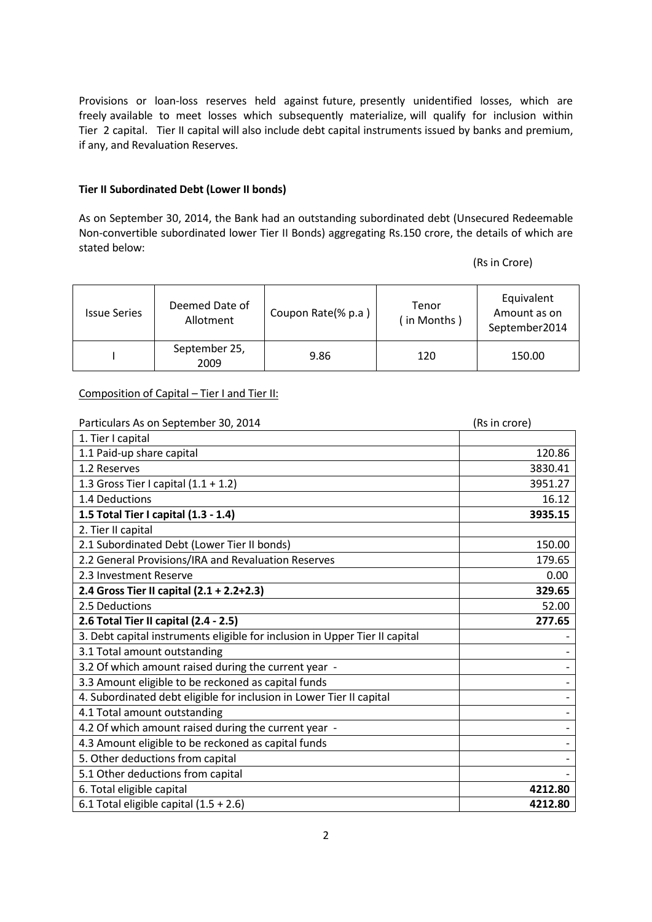Provisions or loan-loss reserves held against future, presently unidentified losses, which are freely available to meet losses which subsequently materialize, will qualify for inclusion within Tier 2 capital. Tier II capital will also include debt capital instruments issued by banks and premium, if any, and Revaluation Reserves.

**Tier II Subordinated Debt (Lower II bonds)**

As on September 30, 2014, the Bank had an outstanding subordinated debt (Unsecured Redeemable Non-convertible subordinated lower Tier II Bonds) aggregating Rs.150 crore, the details of which are stated below:

(Rs in Crore)

| Issue Series | Deemed Date of Allotment | Coupon Rate(% p.a ) | Tenor ( in Months ) | Equivalent Amount as on September2014 |
|---|---|---|---|---|
| I | September 25, 2009 | 9.86 | 120 | 150.00 |

Composition of Capital – Tier I and Tier II:

| Particulars As on September 30, 2014 | (Rs in crore) |
|---|---|
| 1. Tier I capital | |
| 1.1 Paid-up share capital | 120.86 |
| 1.2 Reserves | 3830.41 |
| 1.3 Gross Tier I capital (1.1 + 1.2) | 3951.27 |
| 1.4 Deductions | 16.12 |
| **1.5 Total Tier I capital (1.3 - 1.4)** | **3935.15** |
| 2. Tier II capital | |
| 2.1 Subordinated Debt (Lower Tier II bonds) | 150.00 |
| 2.2 General Provisions/IRA and Revaluation Reserves | 179.65 |
| 2.3 Investment Reserve | 0.00 |
| **2.4 Gross Tier II capital (2.1 + 2.2+2.3)** | **329.65** |
| 2.5 Deductions | 52.00 |
| **2.6 Total Tier II capital (2.4 - 2.5)** | **277.65** |
| 3. Debt capital instruments eligible for inclusion in Upper Tier II capital | - |
| 3.1 Total amount outstanding | - |
| 3.2 Of which amount raised during the current year - | - |
| 3.3 Amount eligible to be reckoned as capital funds | - |
| 4. Subordinated debt eligible for inclusion in Lower Tier II capital | - |
| 4.1 Total amount outstanding | - |
| 4.2 Of which amount raised during the current year - | - |
| 4.3 Amount eligible to be reckoned as capital funds | - |
| 5. Other deductions from capital | - |
| 5.1 Other deductions from capital | - |
| 6. Total eligible capital | **4212.80** |
| 6.1 Total eligible capital (1.5 + 2.6) | **4212.80** |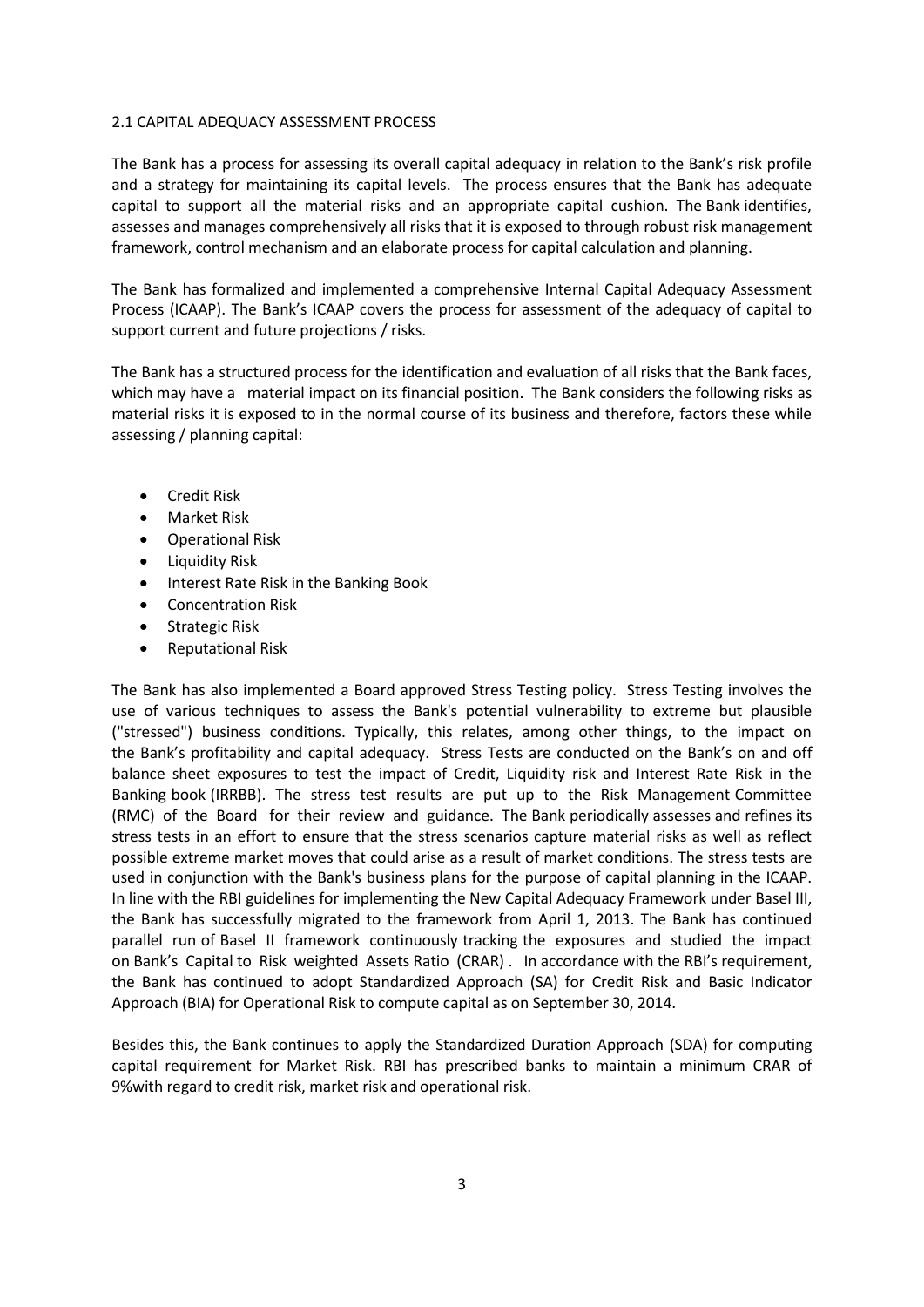## 2.1 CAPITAL ADEQUACY ASSESSMENT PROCESS

The Bank has a process for assessing its overall capital adequacy in relation to the Bank's risk profile and a strategy for maintaining its capital levels. The process ensures that the Bank has adequate capital to support all the material risks and an appropriate capital cushion. The Bank identifies, assesses and manages comprehensively all risks that it is exposed to through robust risk management framework, control mechanism and an elaborate process for capital calculation and planning.

The Bank has formalized and implemented a comprehensive Internal Capital Adequacy Assessment Process (ICAAP). The Bank's ICAAP covers the process for assessment of the adequacy of capital to support current and future projections / risks.

The Bank has a structured process for the identification and evaluation of all risks that the Bank faces, which may have a material impact on its financial position. The Bank considers the following risks as material risks it is exposed to in the normal course of its business and therefore, factors these while assessing / planning capital:

- Credit Risk
- Market Risk
- Operational Risk
- Liquidity Risk
- Interest Rate Risk in the Banking Book
- Concentration Risk
- Strategic Risk
- Reputational Risk

The Bank has also implemented a Board approved Stress Testing policy. Stress Testing involves the use of various techniques to assess the Bank's potential vulnerability to extreme but plausible ("stressed") business conditions. Typically, this relates, among other things, to the impact on the Bank's profitability and capital adequacy. Stress Tests are conducted on the Bank's on and off balance sheet exposures to test the impact of Credit, Liquidity risk and Interest Rate Risk in the Banking book (IRRBB). The stress test results are put up to the Risk Management Committee (RMC) of the Board for their review and guidance. The Bank periodically assesses and refines its stress tests in an effort to ensure that the stress scenarios capture material risks as well as reflect possible extreme market moves that could arise as a result of market conditions. The stress tests are used in conjunction with the Bank's business plans for the purpose of capital planning in the ICAAP. In line with the RBI guidelines for implementing the New Capital Adequacy Framework under Basel III, the Bank has successfully migrated to the framework from April 1, 2013. The Bank has continued parallel run of Basel II framework continuously tracking the exposures and studied the impact on Bank's Capital to Risk weighted Assets Ratio (CRAR). In accordance with the RBI's requirement, the Bank has continued to adopt Standardized Approach (SA) for Credit Risk and Basic Indicator Approach (BIA) for Operational Risk to compute capital as on September 30, 2014.

Besides this, the Bank continues to apply the Standardized Duration Approach (SDA) for computing capital requirement for Market Risk. RBI has prescribed banks to maintain a minimum CRAR of 9%with regard to credit risk, market risk and operational risk.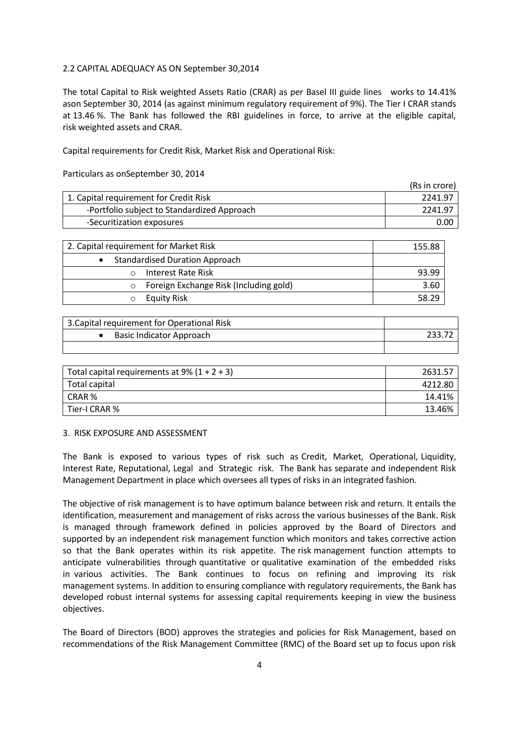## 2.2 CAPITAL ADEQUACY AS ON September 30,2014

The total Capital to Risk weighted Assets Ratio (CRAR) as per Basel III guide lines works to 14.41% ason September 30, 2014 (as against minimum regulatory requirement of 9%). The Tier I CRAR stands at 13.46 %. The Bank has followed the RBI guidelines in force, to arrive at the eligible capital, risk weighted assets and CRAR.

Capital requirements for Credit Risk, Market Risk and Operational Risk:

Particulars as onSeptember 30, 2014

(Rs in crore)

| | |
|---|---|
| 1. Capital requirement for Credit Risk | 2241.97 |
| -Portfolio subject to Standardized Approach | 2241.97 |
| -Securitization exposures | 0.00 |

| | |
|---|---|
| 2. Capital requirement for Market Risk | 155.88 |
| • Standardised Duration Approach | |
| o Interest Rate Risk | 93.99 |
| o Foreign Exchange Risk (Including gold) | 3.60 |
| o Equity Risk | 58.29 |

| | |
|---|---|
| 3.Capital requirement for Operational Risk | |
| • Basic Indicator Approach | 233.72 |
| | |

| | |
|---|---|
| Total capital requirements at 9% (1 + 2 + 3) | 2631.57 |
| Total capital | 4212.80 |
| CRAR % | 14.41% |
| Tier-I CRAR % | 13.46% |

## 3. RISK EXPOSURE AND ASSESSMENT

The Bank is exposed to various types of risk such as Credit, Market, Operational, Liquidity, Interest Rate, Reputational, Legal and Strategic risk. The Bank has separate and independent Risk Management Department in place which oversees all types of risks in an integrated fashion.

The objective of risk management is to have optimum balance between risk and return. It entails the identification, measurement and management of risks across the various businesses of the Bank. Risk is managed through framework defined in policies approved by the Board of Directors and supported by an independent risk management function which monitors and takes corrective action so that the Bank operates within its risk appetite. The risk management function attempts to anticipate vulnerabilities through quantitative or qualitative examination of the embedded risks in various activities. The Bank continues to focus on refining and improving its risk management systems. In addition to ensuring compliance with regulatory requirements, the Bank has developed robust internal systems for assessing capital requirements keeping in view the business objectives.

The Board of Directors (BOD) approves the strategies and policies for Risk Management, based on recommendations of the Risk Management Committee (RMC) of the Board set up to focus upon risk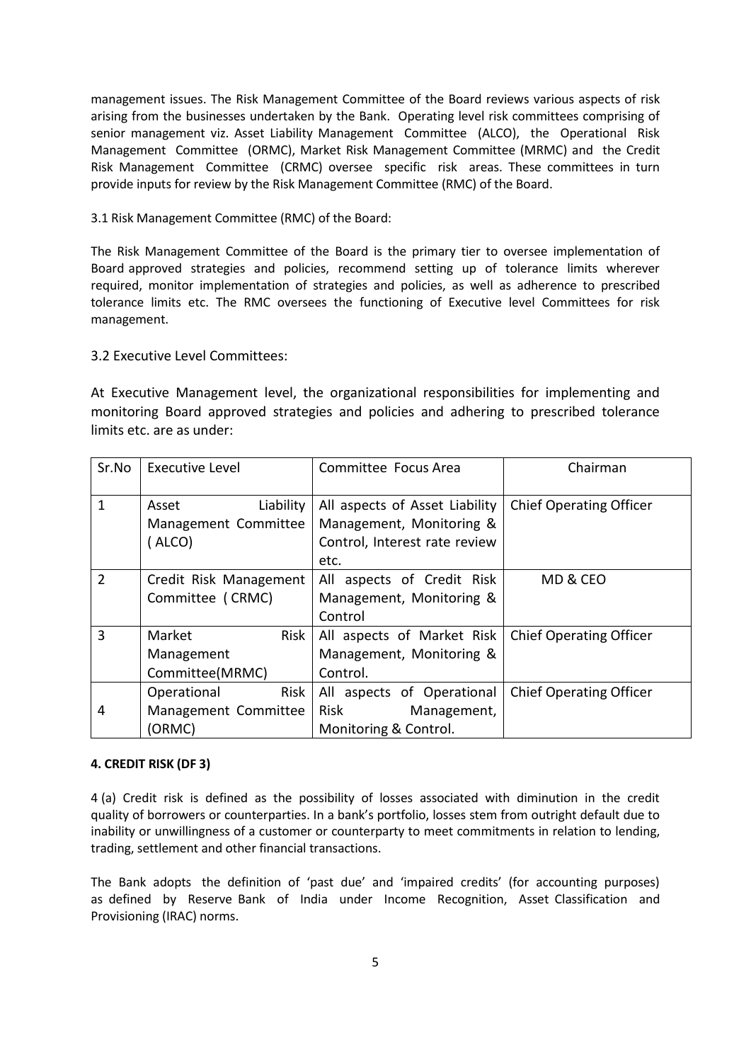management issues. The Risk Management Committee of the Board reviews various aspects of risk arising from the businesses undertaken by the Bank. Operating level risk committees comprising of senior management viz. Asset Liability Management Committee (ALCO), the Operational Risk Management Committee (ORMC), Market Risk Management Committee (MRMC) and the Credit Risk Management Committee (CRMC) oversee specific risk areas. These committees in turn provide inputs for review by the Risk Management Committee (RMC) of the Board.

3.1 Risk Management Committee (RMC) of the Board:

The Risk Management Committee of the Board is the primary tier to oversee implementation of Board approved strategies and policies, recommend setting up of tolerance limits wherever required, monitor implementation of strategies and policies, as well as adherence to prescribed tolerance limits etc. The RMC oversees the functioning of Executive level Committees for risk management.

3.2 Executive Level Committees:

At Executive Management level, the organizational responsibilities for implementing and monitoring Board approved strategies and policies and adhering to prescribed tolerance limits etc. are as under:

| Sr.No | Executive Level | Committee Focus Area | Chairman |
|---|---|---|---|
| 1 | Asset Liability Management Committee ( ALCO) | All aspects of Asset Liability Management, Monitoring & Control, Interest rate review etc. | Chief Operating Officer |
| 2 | Credit Risk Management Committee ( CRMC) | All aspects of Credit Risk Management, Monitoring & Control | MD & CEO |
| 3 | Market Risk Management Committee(MRMC) | All aspects of Market Risk Management, Monitoring & Control. | Chief Operating Officer |
| 4 | Operational Risk Management Committee (ORMC) | All aspects of Operational Risk Management, Monitoring & Control. | Chief Operating Officer |

**4. CREDIT RISK (DF 3)**

4 (a) Credit risk is defined as the possibility of losses associated with diminution in the credit quality of borrowers or counterparties. In a bank's portfolio, losses stem from outright default due to inability or unwillingness of a customer or counterparty to meet commitments in relation to lending, trading, settlement and other financial transactions.

The Bank adopts the definition of 'past due' and 'impaired credits' (for accounting purposes) as defined by Reserve Bank of India under Income Recognition, Asset Classification and Provisioning (IRAC) norms.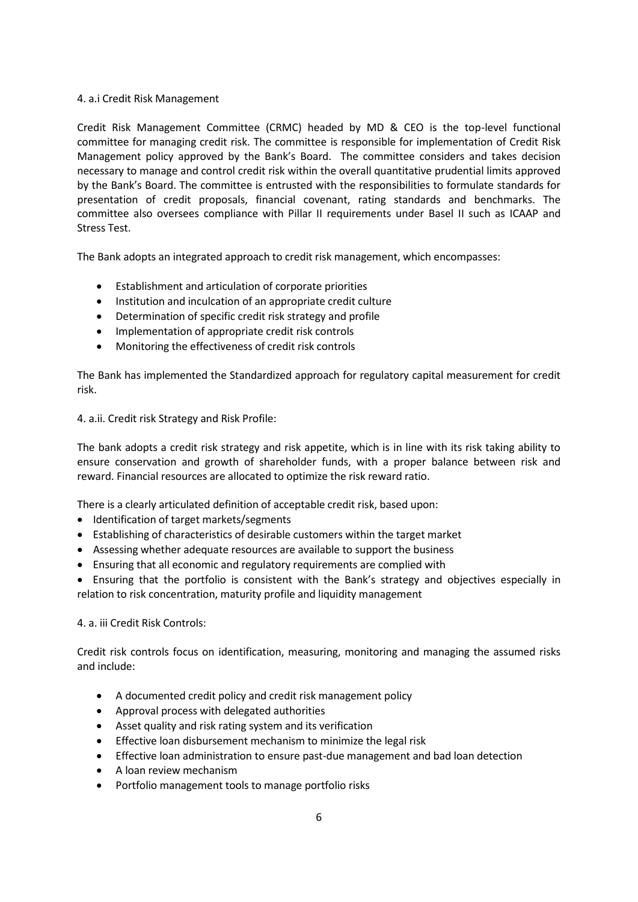#### 4. a.i Credit Risk Management

Credit Risk Management Committee (CRMC) headed by MD & CEO is the top-level functional committee for managing credit risk. The committee is responsible for implementation of Credit Risk Management policy approved by the Bank's Board. The committee considers and takes decision necessary to manage and control credit risk within the overall quantitative prudential limits approved by the Bank's Board. The committee is entrusted with the responsibilities to formulate standards for presentation of credit proposals, financial covenant, rating standards and benchmarks. The committee also oversees compliance with Pillar II requirements under Basel II such as ICAAP and Stress Test.

The Bank adopts an integrated approach to credit risk management, which encompasses:

- Establishment and articulation of corporate priorities
- Institution and inculcation of an appropriate credit culture
- Determination of specific credit risk strategy and profile
- Implementation of appropriate credit risk controls
- Monitoring the effectiveness of credit risk controls

The Bank has implemented the Standardized approach for regulatory capital measurement for credit risk.

#### 4. a.ii. Credit risk Strategy and Risk Profile:

The bank adopts a credit risk strategy and risk appetite, which is in line with its risk taking ability to ensure conservation and growth of shareholder funds, with a proper balance between risk and reward. Financial resources are allocated to optimize the risk reward ratio.

There is a clearly articulated definition of acceptable credit risk, based upon:

- Identification of target markets/segments
- Establishing of characteristics of desirable customers within the target market
- Assessing whether adequate resources are available to support the business
- Ensuring that all economic and regulatory requirements are complied with
- Ensuring that the portfolio is consistent with the Bank's strategy and objectives especially in relation to risk concentration, maturity profile and liquidity management

#### 4. a. iii Credit Risk Controls:

Credit risk controls focus on identification, measuring, monitoring and managing the assumed risks and include:

- A documented credit policy and credit risk management policy
- Approval process with delegated authorities
- Asset quality and risk rating system and its verification
- Effective loan disbursement mechanism to minimize the legal risk
- Effective loan administration to ensure past-due management and bad loan detection
- A loan review mechanism
- Portfolio management tools to manage portfolio risks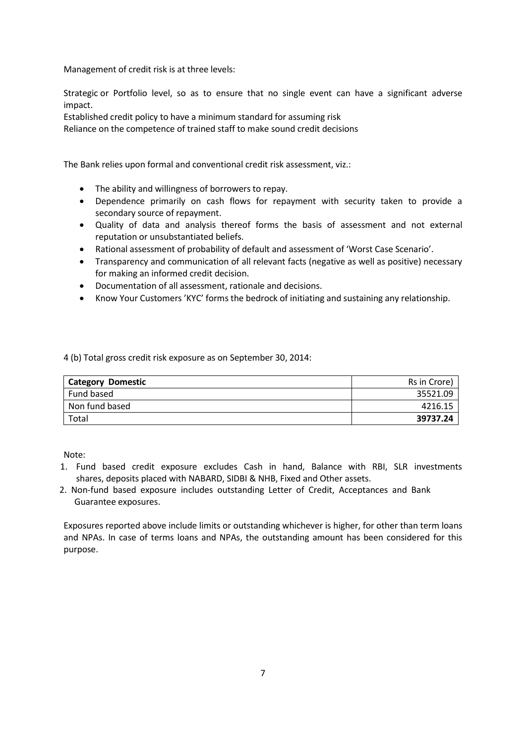Management of credit risk is at three levels:

Strategic or Portfolio level, so as to ensure that no single event can have a significant adverse impact.
Established credit policy to have a minimum standard for assuming risk
Reliance on the competence of trained staff to make sound credit decisions

The Bank relies upon formal and conventional credit risk assessment, viz.:

- The ability and willingness of borrowers to repay.
- Dependence primarily on cash flows for repayment with security taken to provide a secondary source of repayment.
- Quality of data and analysis thereof forms the basis of assessment and not external reputation or unsubstantiated beliefs.
- Rational assessment of probability of default and assessment of 'Worst Case Scenario'.
- Transparency and communication of all relevant facts (negative as well as positive) necessary for making an informed credit decision.
- Documentation of all assessment, rationale and decisions.
- Know Your Customers 'KYC' forms the bedrock of initiating and sustaining any relationship.

4 (b) Total gross credit risk exposure as on September 30, 2014:

| **Category Domestic** | Rs in Crore) |
|---|---:|
| Fund based | 35521.09 |
| Non fund based | 4216.15 |
| Total | **39737.24** |

Note:

1. Fund based credit exposure excludes Cash in hand, Balance with RBI, SLR investments shares, deposits placed with NABARD, SIDBI & NHB, Fixed and Other assets.
2. Non-fund based exposure includes outstanding Letter of Credit, Acceptances and Bank Guarantee exposures.

Exposures reported above include limits or outstanding whichever is higher, for other than term loans and NPAs. In case of terms loans and NPAs, the outstanding amount has been considered for this purpose.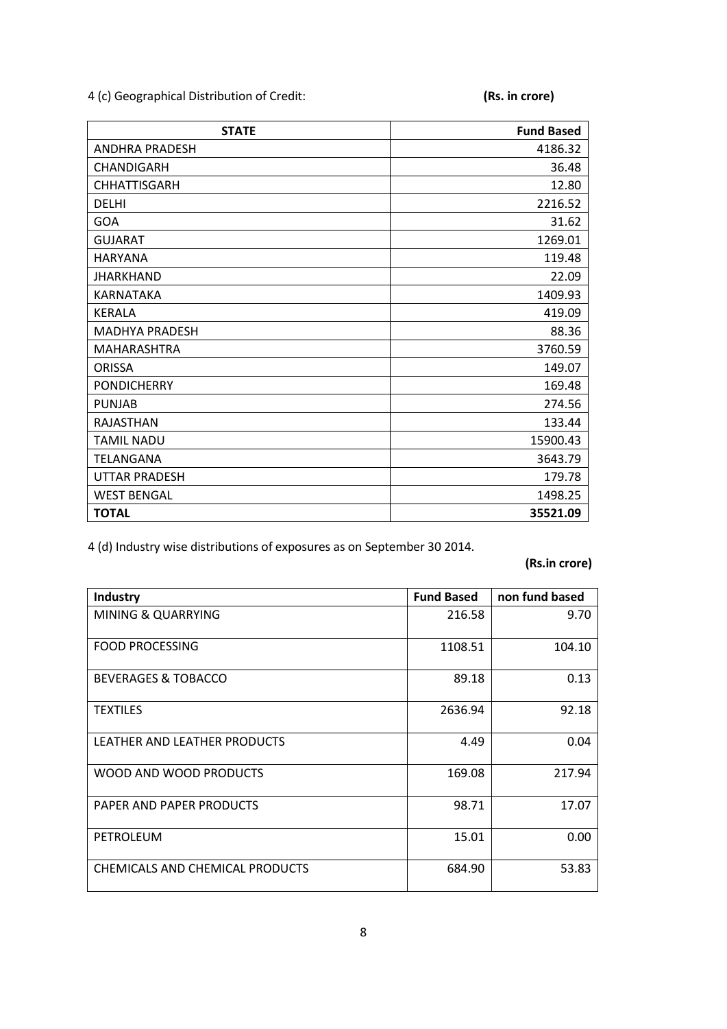4 (c) Geographical Distribution of Credit: **(Rs. in crore)**

| STATE | Fund Based |
|---|---|
| ANDHRA PRADESH | 4186.32 |
| CHANDIGARH | 36.48 |
| CHHATTISGARH | 12.80 |
| DELHI | 2216.52 |
| GOA | 31.62 |
| GUJARAT | 1269.01 |
| HARYANA | 119.48 |
| JHARKHAND | 22.09 |
| KARNATAKA | 1409.93 |
| KERALA | 419.09 |
| MADHYA PRADESH | 88.36 |
| MAHARASHTRA | 3760.59 |
| ORISSA | 149.07 |
| PONDICHERRY | 169.48 |
| PUNJAB | 274.56 |
| RAJASTHAN | 133.44 |
| TAMIL NADU | 15900.43 |
| TELANGANA | 3643.79 |
| UTTAR PRADESH | 179.78 |
| WEST BENGAL | 1498.25 |
| **TOTAL** | **35521.09** |

4 (d) Industry wise distributions of exposures as on September 30 2014.

**(Rs.in crore)**

| Industry | Fund Based | non fund based |
|---|---|---|
| MINING & QUARRYING | 216.58 | 9.70 |
| FOOD PROCESSING | 1108.51 | 104.10 |
| BEVERAGES & TOBACCO | 89.18 | 0.13 |
| TEXTILES | 2636.94 | 92.18 |
| LEATHER AND LEATHER PRODUCTS | 4.49 | 0.04 |
| WOOD AND WOOD PRODUCTS | 169.08 | 217.94 |
| PAPER AND PAPER PRODUCTS | 98.71 | 17.07 |
| PETROLEUM | 15.01 | 0.00 |
| CHEMICALS AND CHEMICAL PRODUCTS | 684.90 | 53.83 |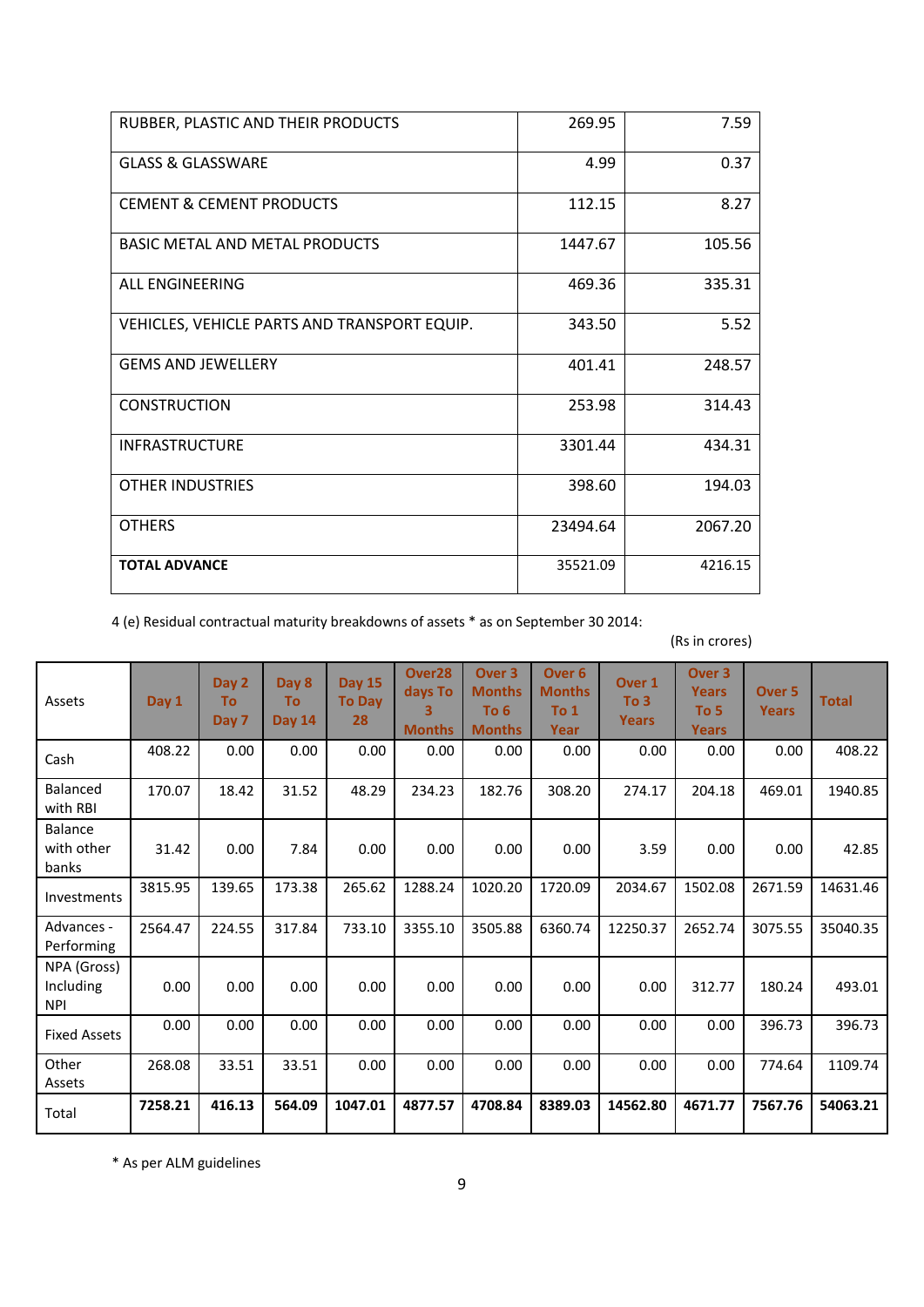| | | |
|---|---|---|
| RUBBER, PLASTIC AND THEIR PRODUCTS | 269.95 | 7.59 |
| GLASS & GLASSWARE | 4.99 | 0.37 |
| CEMENT & CEMENT PRODUCTS | 112.15 | 8.27 |
| BASIC METAL AND METAL PRODUCTS | 1447.67 | 105.56 |
| ALL ENGINEERING | 469.36 | 335.31 |
| VEHICLES, VEHICLE PARTS AND TRANSPORT EQUIP. | 343.50 | 5.52 |
| GEMS AND JEWELLERY | 401.41 | 248.57 |
| CONSTRUCTION | 253.98 | 314.43 |
| INFRASTRUCTURE | 3301.44 | 434.31 |
| OTHER INDUSTRIES | 398.60 | 194.03 |
| OTHERS | 23494.64 | 2067.20 |
| **TOTAL ADVANCE** | 35521.09 | 4216.15 |

4 (e) Residual contractual maturity breakdowns of assets * as on September 30 2014:

(Rs in crores)

| Assets | Day 1 | Day 2 To Day 7 | Day 8 To Day 14 | Day 15 To Day 28 | Over28 days To 3 Months | Over 3 Months To 6 Months | Over 6 Months To 1 Year | Over 1 To 3 Years | Over 3 Years To 5 Years | Over 5 Years | Total |
|---|---|---|---|---|---|---|---|---|---|---|---|
| Cash | 408.22 | 0.00 | 0.00 | 0.00 | 0.00 | 0.00 | 0.00 | 0.00 | 0.00 | 0.00 | 408.22 |
| Balanced with RBI | 170.07 | 18.42 | 31.52 | 48.29 | 234.23 | 182.76 | 308.20 | 274.17 | 204.18 | 469.01 | 1940.85 |
| Balance with other banks | 31.42 | 0.00 | 7.84 | 0.00 | 0.00 | 0.00 | 0.00 | 3.59 | 0.00 | 0.00 | 42.85 |
| Investments | 3815.95 | 139.65 | 173.38 | 265.62 | 1288.24 | 1020.20 | 1720.09 | 2034.67 | 1502.08 | 2671.59 | 14631.46 |
| Advances - Performing | 2564.47 | 224.55 | 317.84 | 733.10 | 3355.10 | 3505.88 | 6360.74 | 12250.37 | 2652.74 | 3075.55 | 35040.35 |
| NPA (Gross) Including NPI | 0.00 | 0.00 | 0.00 | 0.00 | 0.00 | 0.00 | 0.00 | 0.00 | 312.77 | 180.24 | 493.01 |
| Fixed Assets | 0.00 | 0.00 | 0.00 | 0.00 | 0.00 | 0.00 | 0.00 | 0.00 | 0.00 | 396.73 | 396.73 |
| Other Assets | 268.08 | 33.51 | 33.51 | 0.00 | 0.00 | 0.00 | 0.00 | 0.00 | 0.00 | 774.64 | 1109.74 |
| Total | **7258.21** | **416.13** | **564.09** | **1047.01** | **4877.57** | **4708.84** | **8389.03** | **14562.80** | **4671.77** | **7567.76** | **54063.21** |

* As per ALM guidelines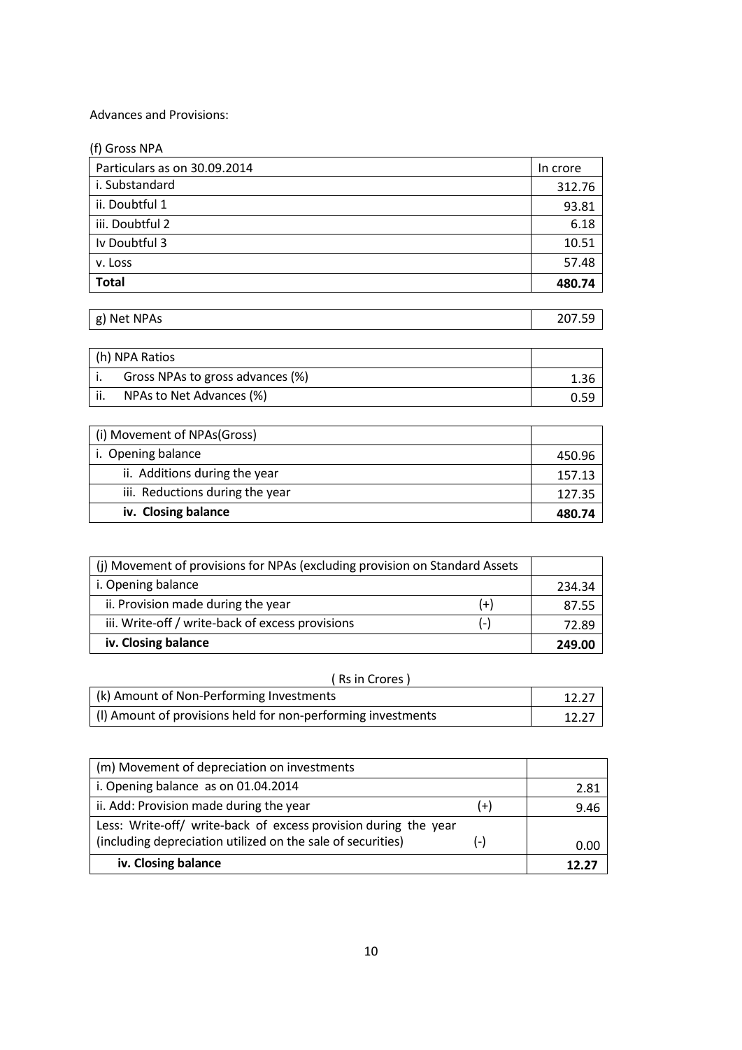Advances and Provisions:

(f) Gross NPA

| Particulars as on 30.09.2014 | In crore |
|---|---|
| i. Substandard | 312.76 |
| ii. Doubtful 1 | 93.81 |
| iii. Doubtful 2 | 6.18 |
| Iv Doubtful 3 | 10.51 |
| v. Loss | 57.48 |
| **Total** | **480.74** |

| g) Net NPAs | 207.59 |
|---|---|

| (h) NPA Ratios | |
|---|---|
| i. Gross NPAs to gross advances (%) | 1.36 |
| ii. NPAs to Net Advances (%) | 0.59 |

| (i) Movement of NPAs(Gross) | |
|---|---|
| i. Opening balance | 450.96 |
| ii. Additions during the year | 157.13 |
| iii. Reductions during the year | 127.35 |
| **iv. Closing balance** | **480.74** |

| (j) Movement of provisions for NPAs (excluding provision on Standard Assets | | |
|---|---|---|
| i. Opening balance | | 234.34 |
| ii. Provision made during the year | (+) | 87.55 |
| iii. Write-off / write-back of excess provisions | (-) | 72.89 |
| **iv. Closing balance** | | **249.00** |

( Rs in Crores )

| (k) Amount of Non-Performing Investments | 12.27 |
|---|---|
| (l) Amount of provisions held for non-performing investments | 12.27 |

| (m) Movement of depreciation on investments | | |
|---|---|---|
| i. Opening balance as on 01.04.2014 | | 2.81 |
| ii. Add: Provision made during the year | (+) | 9.46 |
| Less: Write-off/ write-back of excess provision during the year (including depreciation utilized on the sale of securities) | (-) | 0.00 |
| **iv. Closing balance** | | **12.27** |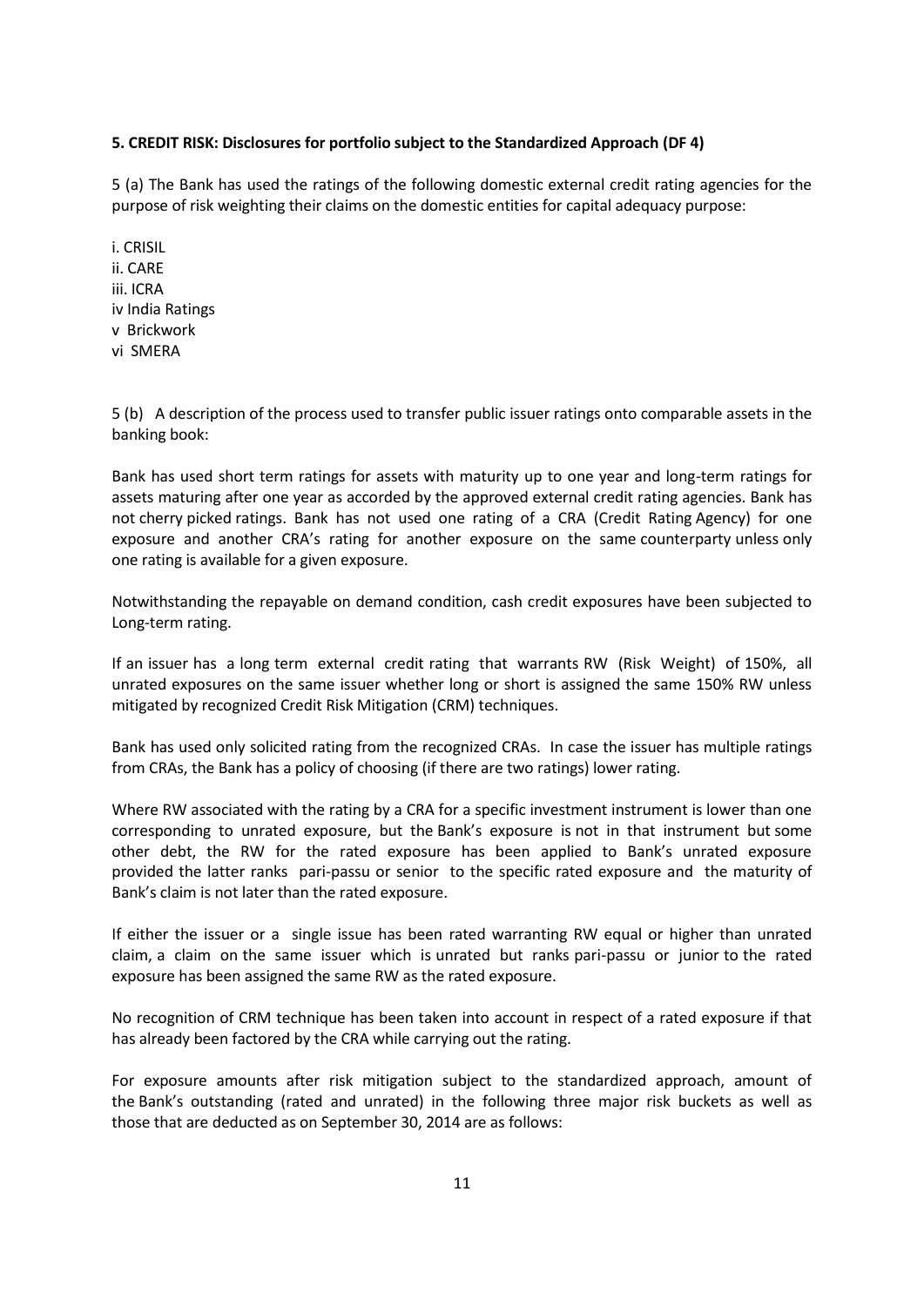**5. CREDIT RISK: Disclosures for portfolio subject to the Standardized Approach (DF 4)**

5 (a) The Bank has used the ratings of the following domestic external credit rating agencies for the purpose of risk weighting their claims on the domestic entities for capital adequacy purpose:

i. CRISIL
ii. CARE
iii. ICRA
iv India Ratings
v Brickwork
vi SMERA

5 (b) A description of the process used to transfer public issuer ratings onto comparable assets in the banking book:

Bank has used short term ratings for assets with maturity up to one year and long-term ratings for assets maturing after one year as accorded by the approved external credit rating agencies. Bank has not cherry picked ratings. Bank has not used one rating of a CRA (Credit Rating Agency) for one exposure and another CRA's rating for another exposure on the same counterparty unless only one rating is available for a given exposure.

Notwithstanding the repayable on demand condition, cash credit exposures have been subjected to Long-term rating.

If an issuer has a long term external credit rating that warrants RW (Risk Weight) of 150%, all unrated exposures on the same issuer whether long or short is assigned the same 150% RW unless mitigated by recognized Credit Risk Mitigation (CRM) techniques.

Bank has used only solicited rating from the recognized CRAs. In case the issuer has multiple ratings from CRAs, the Bank has a policy of choosing (if there are two ratings) lower rating.

Where RW associated with the rating by a CRA for a specific investment instrument is lower than one corresponding to unrated exposure, but the Bank's exposure is not in that instrument but some other debt, the RW for the rated exposure has been applied to Bank's unrated exposure provided the latter ranks pari-passu or senior to the specific rated exposure and the maturity of Bank's claim is not later than the rated exposure.

If either the issuer or a single issue has been rated warranting RW equal or higher than unrated claim, a claim on the same issuer which is unrated but ranks pari-passu or junior to the rated exposure has been assigned the same RW as the rated exposure.

No recognition of CRM technique has been taken into account in respect of a rated exposure if that has already been factored by the CRA while carrying out the rating.

For exposure amounts after risk mitigation subject to the standardized approach, amount of the Bank's outstanding (rated and unrated) in the following three major risk buckets as well as those that are deducted as on September 30, 2014 are as follows: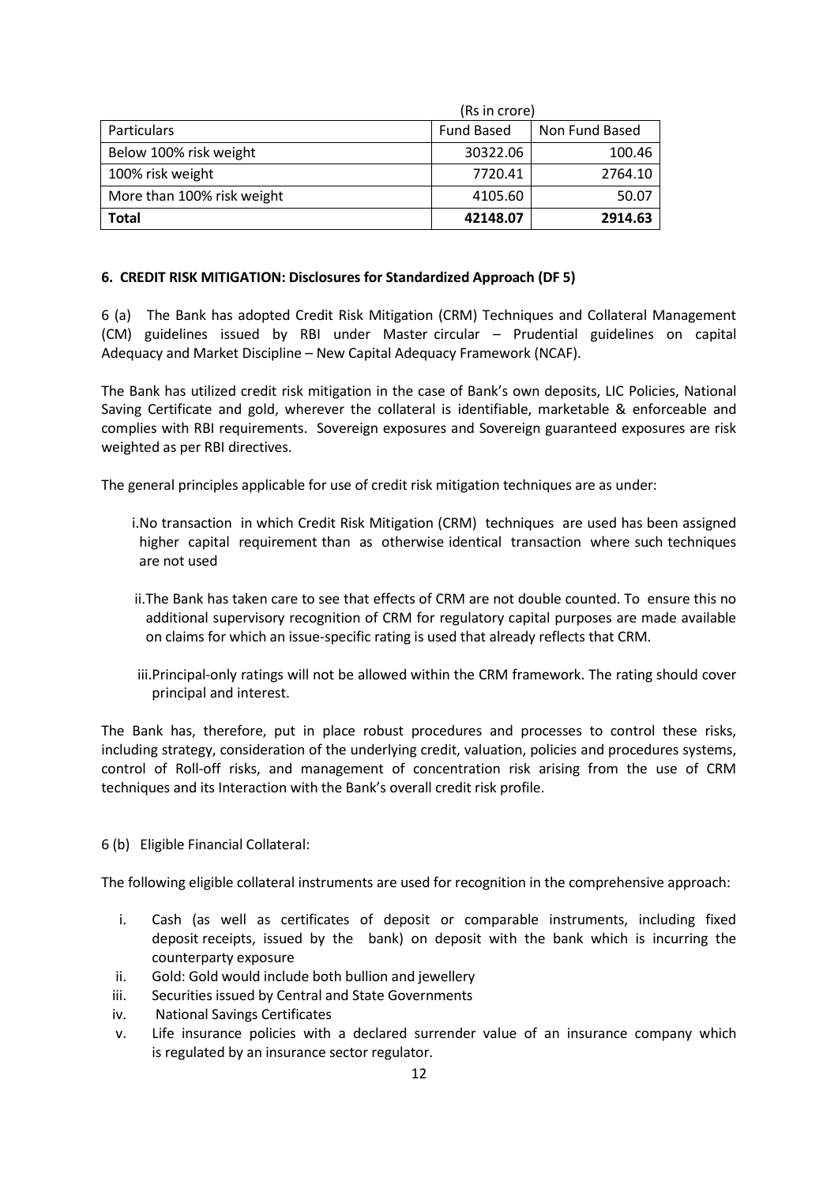(Rs in crore)

| Particulars | Fund Based | Non Fund Based |
|---|---|---|
| Below 100% risk weight | 30322.06 | 100.46 |
| 100% risk weight | 7720.41 | 2764.10 |
| More than 100% risk weight | 4105.60 | 50.07 |
| **Total** | **42148.07** | **2914.63** |

**6. CREDIT RISK MITIGATION: Disclosures for Standardized Approach (DF 5)**

6 (a) The Bank has adopted Credit Risk Mitigation (CRM) Techniques and Collateral Management (CM) guidelines issued by RBI under Master circular – Prudential guidelines on capital Adequacy and Market Discipline – New Capital Adequacy Framework (NCAF).

The Bank has utilized credit risk mitigation in the case of Bank's own deposits, LIC Policies, National Saving Certificate and gold, wherever the collateral is identifiable, marketable & enforceable and complies with RBI requirements. Sovereign exposures and Sovereign guaranteed exposures are risk weighted as per RBI directives.

The general principles applicable for use of credit risk mitigation techniques are as under:

i. No transaction in which Credit Risk Mitigation (CRM) techniques are used has been assigned higher capital requirement than as otherwise identical transaction where such techniques are not used

ii. The Bank has taken care to see that effects of CRM are not double counted. To ensure this no additional supervisory recognition of CRM for regulatory capital purposes are made available on claims for which an issue-specific rating is used that already reflects that CRM.

iii. Principal-only ratings will not be allowed within the CRM framework. The rating should cover principal and interest.

The Bank has, therefore, put in place robust procedures and processes to control these risks, including strategy, consideration of the underlying credit, valuation, policies and procedures systems, control of Roll-off risks, and management of concentration risk arising from the use of CRM techniques and its Interaction with the Bank's overall credit risk profile.

6 (b) Eligible Financial Collateral:

The following eligible collateral instruments are used for recognition in the comprehensive approach:

i. Cash (as well as certificates of deposit or comparable instruments, including fixed deposit receipts, issued by the bank) on deposit with the bank which is incurring the counterparty exposure
ii. Gold: Gold would include both bullion and jewellery
iii. Securities issued by Central and State Governments
iv. National Savings Certificates
v. Life insurance policies with a declared surrender value of an insurance company which is regulated by an insurance sector regulator.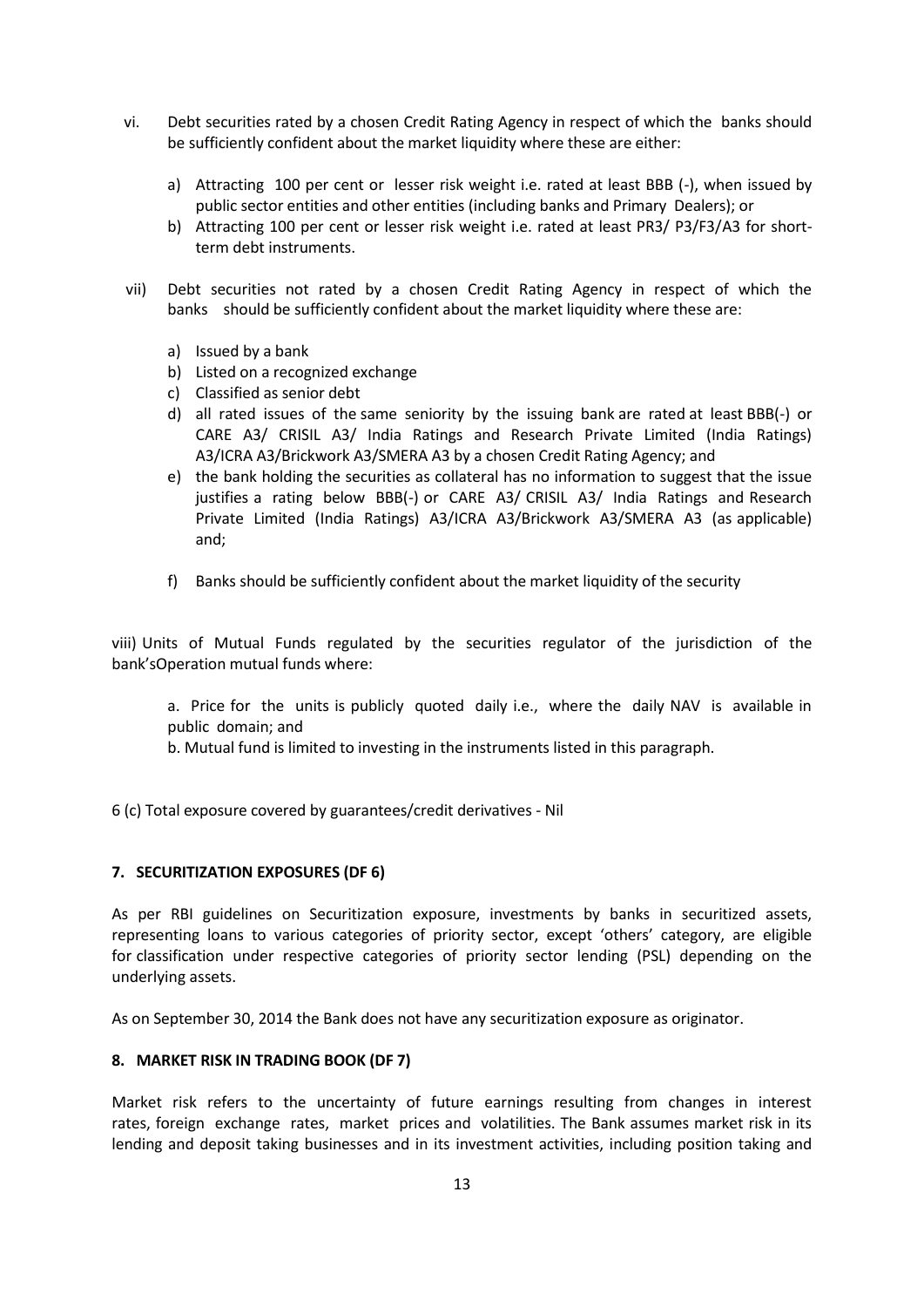vi. Debt securities rated by a chosen Credit Rating Agency in respect of which the banks should be sufficiently confident about the market liquidity where these are either:

   a) Attracting 100 per cent or lesser risk weight i.e. rated at least BBB (-), when issued by public sector entities and other entities (including banks and Primary Dealers); or
   b) Attracting 100 per cent or lesser risk weight i.e. rated at least PR3/ P3/F3/A3 for short-term debt instruments.

vii) Debt securities not rated by a chosen Credit Rating Agency in respect of which the banks should be sufficiently confident about the market liquidity where these are:

   a) Issued by a bank
   b) Listed on a recognized exchange
   c) Classified as senior debt
   d) all rated issues of the same seniority by the issuing bank are rated at least BBB(-) or CARE A3/ CRISIL A3/ India Ratings and Research Private Limited (India Ratings) A3/ICRA A3/Brickwork A3/SMERA A3 by a chosen Credit Rating Agency; and
   e) the bank holding the securities as collateral has no information to suggest that the issue justifies a rating below BBB(-) or CARE A3/ CRISIL A3/ India Ratings and Research Private Limited (India Ratings) A3/ICRA A3/Brickwork A3/SMERA A3 (as applicable) and;
   f) Banks should be sufficiently confident about the market liquidity of the security

viii) Units of Mutual Funds regulated by the securities regulator of the jurisdiction of the bank'sOperation mutual funds where:

   a. Price for the units is publicly quoted daily i.e., where the daily NAV is available in public domain; and
   b. Mutual fund is limited to investing in the instruments listed in this paragraph.

6 (c) Total exposure covered by guarantees/credit derivatives - Nil

## 7. SECURITIZATION EXPOSURES (DF 6)

As per RBI guidelines on Securitization exposure, investments by banks in securitized assets, representing loans to various categories of priority sector, except 'others' category, are eligible for classification under respective categories of priority sector lending (PSL) depending on the underlying assets.

As on September 30, 2014 the Bank does not have any securitization exposure as originator.

## 8. MARKET RISK IN TRADING BOOK (DF 7)

Market risk refers to the uncertainty of future earnings resulting from changes in interest rates, foreign exchange rates, market prices and volatilities. The Bank assumes market risk in its lending and deposit taking businesses and in its investment activities, including position taking and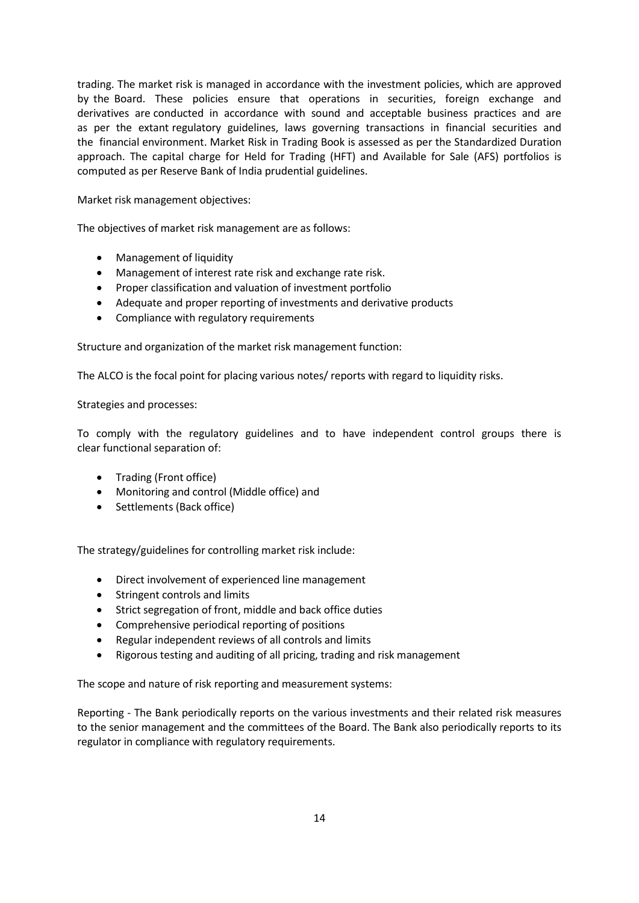trading. The market risk is managed in accordance with the investment policies, which are approved by the Board. These policies ensure that operations in securities, foreign exchange and derivatives are conducted in accordance with sound and acceptable business practices and are as per the extant regulatory guidelines, laws governing transactions in financial securities and the financial environment. Market Risk in Trading Book is assessed as per the Standardized Duration approach. The capital charge for Held for Trading (HFT) and Available for Sale (AFS) portfolios is computed as per Reserve Bank of India prudential guidelines.

Market risk management objectives:

The objectives of market risk management are as follows:

- Management of liquidity
- Management of interest rate risk and exchange rate risk.
- Proper classification and valuation of investment portfolio
- Adequate and proper reporting of investments and derivative products
- Compliance with regulatory requirements

Structure and organization of the market risk management function:

The ALCO is the focal point for placing various notes/ reports with regard to liquidity risks.

Strategies and processes:

To comply with the regulatory guidelines and to have independent control groups there is clear functional separation of:

- Trading (Front office)
- Monitoring and control (Middle office) and
- Settlements (Back office)

The strategy/guidelines for controlling market risk include:

- Direct involvement of experienced line management
- Stringent controls and limits
- Strict segregation of front, middle and back office duties
- Comprehensive periodical reporting of positions
- Regular independent reviews of all controls and limits
- Rigorous testing and auditing of all pricing, trading and risk management

The scope and nature of risk reporting and measurement systems:

Reporting - The Bank periodically reports on the various investments and their related risk measures to the senior management and the committees of the Board. The Bank also periodically reports to its regulator in compliance with regulatory requirements.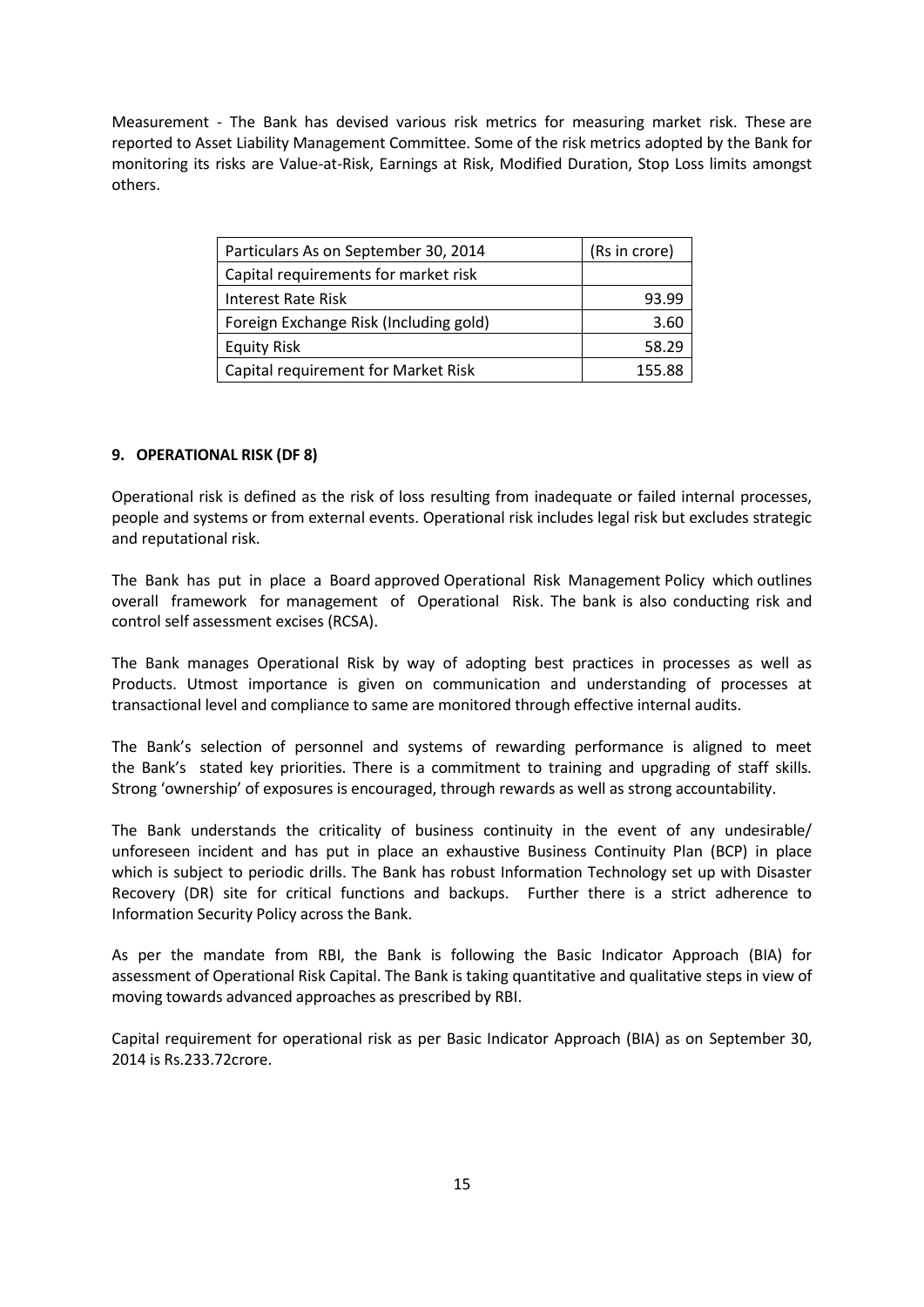Measurement - The Bank has devised various risk metrics for measuring market risk. These are reported to Asset Liability Management Committee. Some of the risk metrics adopted by the Bank for monitoring its risks are Value-at-Risk, Earnings at Risk, Modified Duration, Stop Loss limits amongst others.

| Particulars As on September 30, 2014 | (Rs in crore) |
|---|---|
| Capital requirements for market risk | |
| Interest Rate Risk | 93.99 |
| Foreign Exchange Risk (Including gold) | 3.60 |
| Equity Risk | 58.29 |
| Capital requirement for Market Risk | 155.88 |

## 9. OPERATIONAL RISK (DF 8)

Operational risk is defined as the risk of loss resulting from inadequate or failed internal processes, people and systems or from external events. Operational risk includes legal risk but excludes strategic and reputational risk.

The Bank has put in place a Board approved Operational Risk Management Policy which outlines overall framework for management of Operational Risk. The bank is also conducting risk and control self assessment excises (RCSA).

The Bank manages Operational Risk by way of adopting best practices in processes as well as Products. Utmost importance is given on communication and understanding of processes at transactional level and compliance to same are monitored through effective internal audits.

The Bank's selection of personnel and systems of rewarding performance is aligned to meet the Bank's stated key priorities. There is a commitment to training and upgrading of staff skills. Strong 'ownership' of exposures is encouraged, through rewards as well as strong accountability.

The Bank understands the criticality of business continuity in the event of any undesirable/ unforeseen incident and has put in place an exhaustive Business Continuity Plan (BCP) in place which is subject to periodic drills. The Bank has robust Information Technology set up with Disaster Recovery (DR) site for critical functions and backups. Further there is a strict adherence to Information Security Policy across the Bank.

As per the mandate from RBI, the Bank is following the Basic Indicator Approach (BIA) for assessment of Operational Risk Capital. The Bank is taking quantitative and qualitative steps in view of moving towards advanced approaches as prescribed by RBI.

Capital requirement for operational risk as per Basic Indicator Approach (BIA) as on September 30, 2014 is Rs.233.72crore.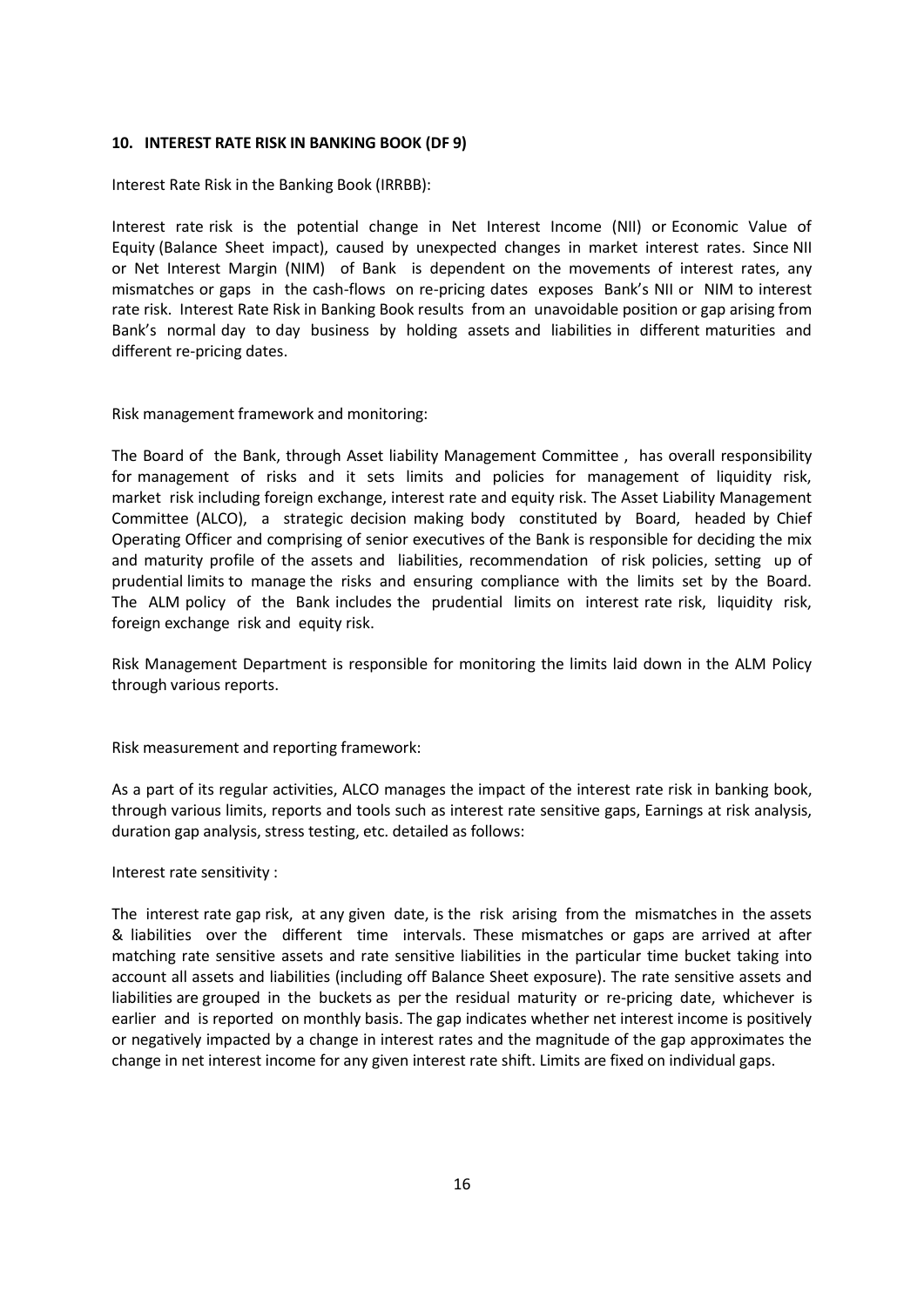## 10. INTEREST RATE RISK IN BANKING BOOK (DF 9)

Interest Rate Risk in the Banking Book (IRRBB):

Interest rate risk is the potential change in Net Interest Income (NII) or Economic Value of Equity (Balance Sheet impact), caused by unexpected changes in market interest rates. Since NII or Net Interest Margin (NIM) of Bank is dependent on the movements of interest rates, any mismatches or gaps in the cash-flows on re-pricing dates exposes Bank's NII or NIM to interest rate risk. Interest Rate Risk in Banking Book results from an unavoidable position or gap arising from Bank's normal day to day business by holding assets and liabilities in different maturities and different re-pricing dates.

Risk management framework and monitoring:

The Board of the Bank, through Asset liability Management Committee , has overall responsibility for management of risks and it sets limits and policies for management of liquidity risk, market risk including foreign exchange, interest rate and equity risk. The Asset Liability Management Committee (ALCO), a strategic decision making body constituted by Board, headed by Chief Operating Officer and comprising of senior executives of the Bank is responsible for deciding the mix and maturity profile of the assets and liabilities, recommendation of risk policies, setting up of prudential limits to manage the risks and ensuring compliance with the limits set by the Board. The ALM policy of the Bank includes the prudential limits on interest rate risk, liquidity risk, foreign exchange risk and equity risk.

Risk Management Department is responsible for monitoring the limits laid down in the ALM Policy through various reports.

Risk measurement and reporting framework:

As a part of its regular activities, ALCO manages the impact of the interest rate risk in banking book, through various limits, reports and tools such as interest rate sensitive gaps, Earnings at risk analysis, duration gap analysis, stress testing, etc. detailed as follows:

Interest rate sensitivity :

The interest rate gap risk, at any given date, is the risk arising from the mismatches in the assets & liabilities over the different time intervals. These mismatches or gaps are arrived at after matching rate sensitive assets and rate sensitive liabilities in the particular time bucket taking into account all assets and liabilities (including off Balance Sheet exposure). The rate sensitive assets and liabilities are grouped in the buckets as per the residual maturity or re-pricing date, whichever is earlier and is reported on monthly basis. The gap indicates whether net interest income is positively or negatively impacted by a change in interest rates and the magnitude of the gap approximates the change in net interest income for any given interest rate shift. Limits are fixed on individual gaps.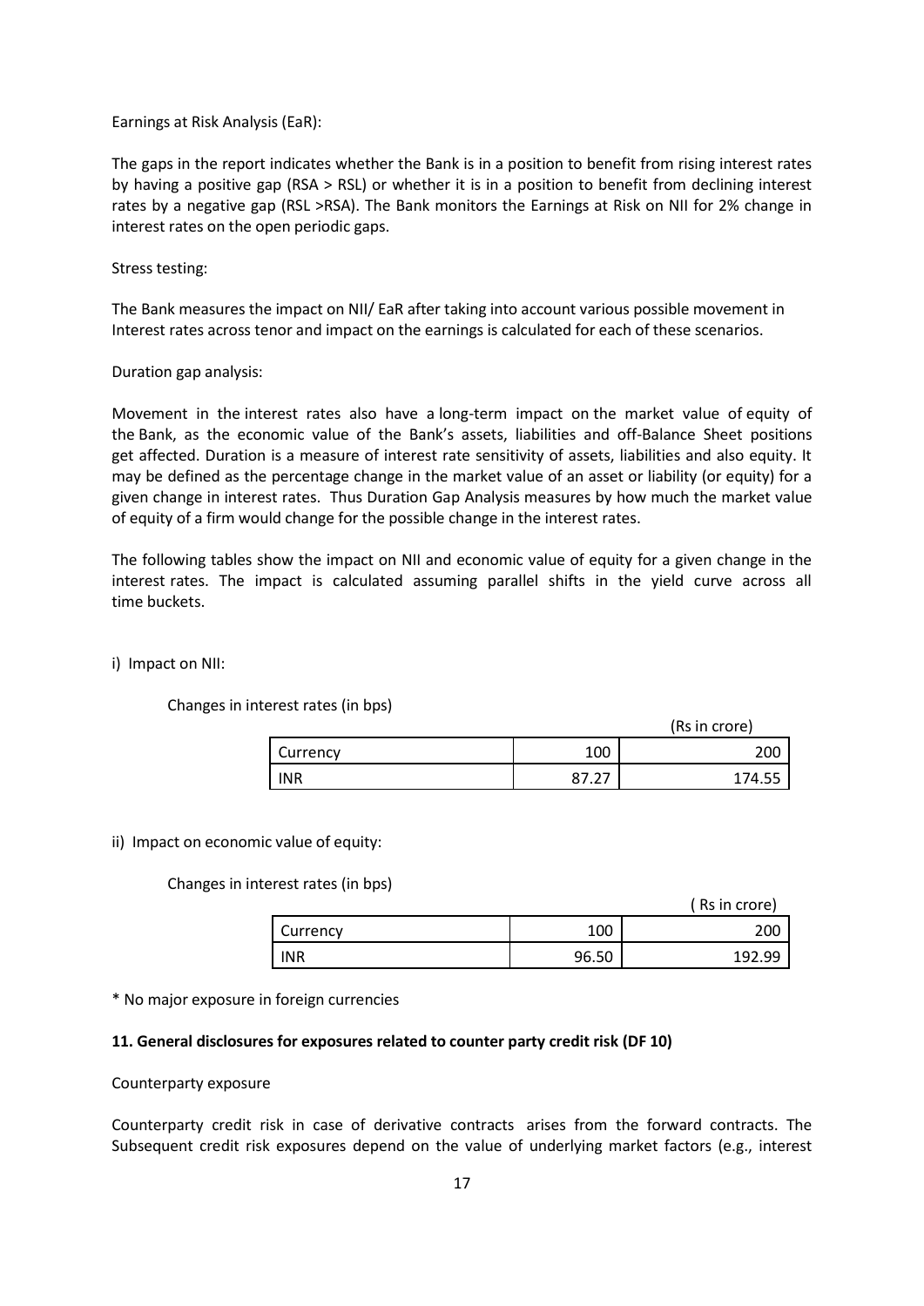Earnings at Risk Analysis (EaR):

The gaps in the report indicates whether the Bank is in a position to benefit from rising interest rates by having a positive gap (RSA > RSL) or whether it is in a position to benefit from declining interest rates by a negative gap (RSL >RSA). The Bank monitors the Earnings at Risk on NII for 2% change in interest rates on the open periodic gaps.

Stress testing:

The Bank measures the impact on NII/ EaR after taking into account various possible movement in Interest rates across tenor and impact on the earnings is calculated for each of these scenarios.

Duration gap analysis:

Movement in the interest rates also have a long-term impact on the market value of equity of the Bank, as the economic value of the Bank's assets, liabilities and off-Balance Sheet positions get affected. Duration is a measure of interest rate sensitivity of assets, liabilities and also equity. It may be defined as the percentage change in the market value of an asset or liability (or equity) for a given change in interest rates. Thus Duration Gap Analysis measures by how much the market value of equity of a firm would change for the possible change in the interest rates.

The following tables show the impact on NII and economic value of equity for a given change in the interest rates. The impact is calculated assuming parallel shifts in the yield curve across all time buckets.

i) Impact on NII:

Changes in interest rates (in bps)

(Rs in crore)

| Currency | 100 | 200 |
|---|---|---|
| INR | 87.27 | 174.55 |

ii) Impact on economic value of equity:

Changes in interest rates (in bps)

( Rs in crore)

| Currency | 100 | 200 |
|---|---|---|
| INR | 96.50 | 192.99 |

* No major exposure in foreign currencies

**11. General disclosures for exposures related to counter party credit risk (DF 10)**

Counterparty exposure

Counterparty credit risk in case of derivative contracts arises from the forward contracts. The Subsequent credit risk exposures depend on the value of underlying market factors (e.g., interest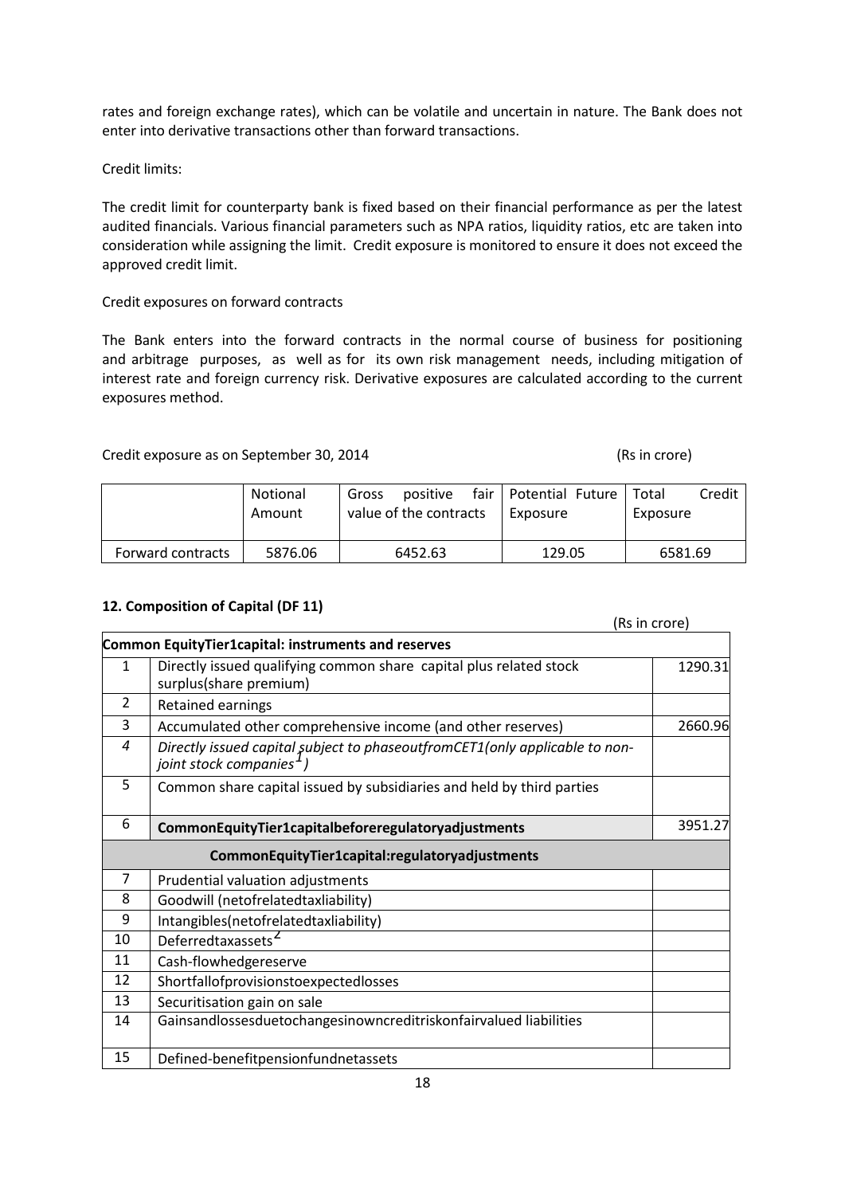rates and foreign exchange rates), which can be volatile and uncertain in nature. The Bank does not enter into derivative transactions other than forward transactions.

Credit limits:

The credit limit for counterparty bank is fixed based on their financial performance as per the latest audited financials. Various financial parameters such as NPA ratios, liquidity ratios, etc are taken into consideration while assigning the limit. Credit exposure is monitored to ensure it does not exceed the approved credit limit.

Credit exposures on forward contracts

The Bank enters into the forward contracts in the normal course of business for positioning and arbitrage purposes, as well as for its own risk management needs, including mitigation of interest rate and foreign currency risk. Derivative exposures are calculated according to the current exposures method.

Credit exposure as on September 30, 2014 (Rs in crore)

| | Notional Amount | Gross positive fair value of the contracts | Potential Future Exposure | Total Credit Exposure |
|---|---|---|---|---|
| Forward contracts | 5876.06 | 6452.63 | 129.05 | 6581.69 |

## 12. Composition of Capital (DF 11)

(Rs in crore)

| | **Common EquityTier1capital: instruments and reserves** | |
|---|---|---|
| 1 | Directly issued qualifying common share capital plus related stock surplus(share premium) | 1290.31 |
| 2 | Retained earnings | |
| 3 | Accumulated other comprehensive income (and other reserves) | 2660.96 |
| *4* | *Directly issued capital subject to phaseoutfromCET1(only applicable to non-joint stock companies[1])* | |
| 5 | Common share capital issued by subsidiaries and held by third parties | |
| 6 | **CommonEquityTier1capitalbeforeregulatoryadjustments** | 3951.27 |
| | **CommonEquityTier1capital:regulatoryadjustments** | |
| 7 | Prudential valuation adjustments | |
| 8 | Goodwill (netofrelatedtaxliability) | |
| 9 | Intangibles(netofrelatedtaxliability) | |
| 10 | Deferredtaxassets[2] | |
| 11 | Cash-flowhedgereserve | |
| 12 | Shortfallofprovisionstoexpectedlosses | |
| 13 | Securitisation gain on sale | |
| 14 | Gainsandlossesduetochangesinowncreditriskonfairvalued liabilities | |
| 15 | Defined-benefitpensionfundnetassets | |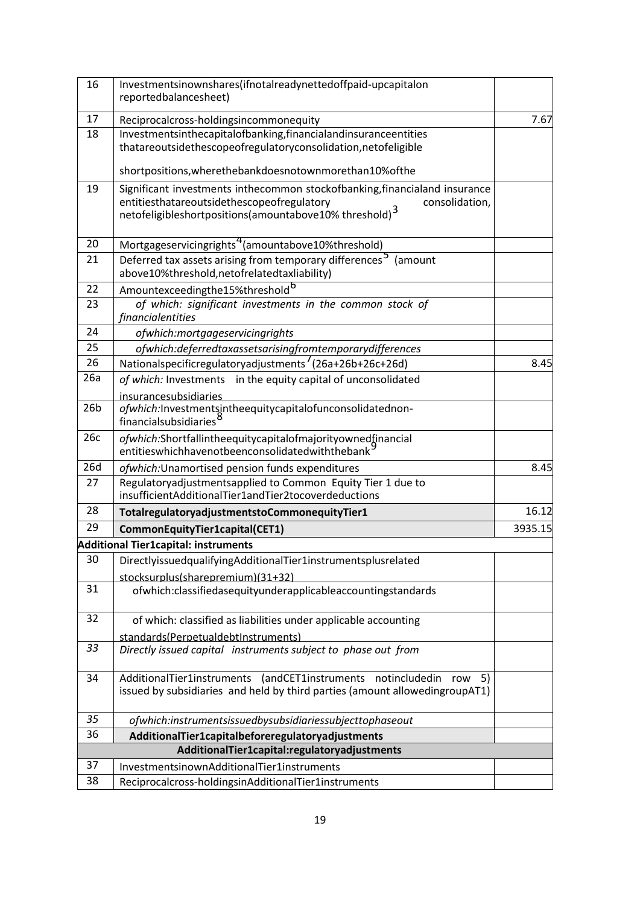| 16 | Investmentsinownshares(ifnotalreadynettedoffpaid-upcapitalon reportedbalancesheet) | |
|---|---|---|
| 17 | Reciprocalcross-holdingsincommonequity | 7.67 |
| 18 | Investmentsinthecapitalofbanking,financialandinsuranceentities thatareoutsidethescopeofregulatoryconsolidation,netofeligible shortpositions,wherethebankdoesnotownmorethan10%ofthe | |
| 19 | Significant investments inthecommon stockofbanking,financialand insurance entitiesthatareoutsidethescopeofregulatory consolidation, netofeligibleshortpositions(amountabove10% threshold)[3] | |
| 20 | Mortgageservicingrights[4](amountabove10%threshold) | |
| 21 | Deferred tax assets arising from temporary differences[5] (amount above10%threshold,netofrelatedtaxliability) | |
| 22 | Amountexceedingthe15%threshold[6] | |
| 23 | *of which: significant investments in the common stock of financialentities* | |
| 24 | *ofwhich:mortgageservicingrights* | |
| 25 | *ofwhich:deferredtaxassetsarisingfromtemporarydifferences* | |
| 26 | Nationalspecificregulatoryadjustments[7](26a+26b+26c+26d) | 8.45 |
| 26a | *of which:* Investments in the equity capital of unconsolidated insurancesubsidiaries | |
| 26b | *ofwhich:*Investmentsintheequitycapitalofunconsolidatednon-financialsubsidiaries[8] | |
| 26c | *ofwhich:*Shortfallintheequitycapitalofmajorityownedfinancial entitieswhichhavenotbeenconsolidatedwiththebank[9] | |
| 26d | *ofwhich:*Unamortised pension funds expenditures | 8.45 |
| 27 | Regulatoryadjustmentsapplied to Common Equity Tier 1 due to insufficientAdditionalTier1andTier2tocoverdeductions | |
| 28 | **TotalregulatoryadjustmentstoCommonequityTier1** | 16.12 |
| 29 | **CommonEquityTier1capital(CET1)** | 3935.15 |
| **Additional Tier1capital: instruments** | | |
| 30 | DirectlyissuedqualifyingAdditionalTier1instrumentsplusrelated stocksurplus(sharepremium)(31+32) | |
| 31 | ofwhich:classifiedasequityunderapplicableaccountingstandards | |
| 32 | of which: classified as liabilities under applicable accounting standards(PerpetualdebtInstruments) | |
| *33* | *Directly issued capital instruments subject to phase out from* | |
| 34 | AdditionalTier1instruments (andCET1instruments notincludedin row 5) issued by subsidiaries and held by third parties (amount allowedingroupAT1) | |
| *35* | *ofwhich:instrumentsissuedbysubsidiariessubjecttophaseout* | |
| 36 | **AdditionalTier1capitalbeforeregulatoryadjustments** | |
| | **AdditionalTier1capital:regulatoryadjustments** | |
| 37 | InvestmentsinownAdditionalTier1instruments | |
| 38 | Reciprocalcross-holdingsinAdditionalTier1instruments | |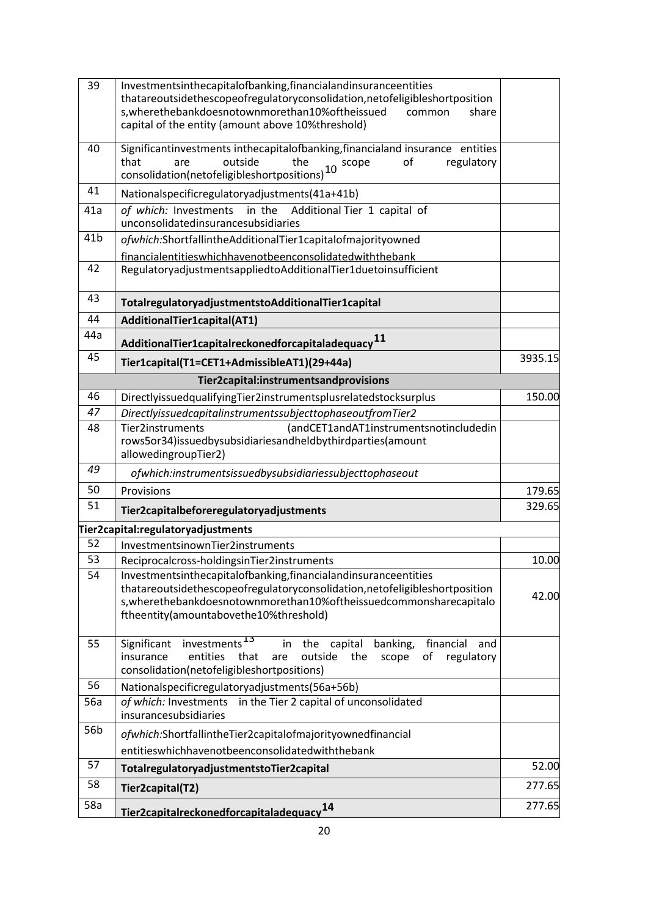| 39 | Investmentsinthecapitalofbanking,financialandinsuranceentities thatareoutsidethescopeofregulatoryconsolidation,netofeligibleshortposition s,wherethebankdoesnotownmorethan10%oftheissued common share capital of the entity (amount above 10%threshold) | |
|---|---|---|
| 40 | Significantinvestments inthecapitalofbanking,financialand insurance entities that are outside the scope of regulatory consolidation(netofeligibleshortpositions)[10] | |
| 41 | Nationalspecificregulatoryadjustments(41a+41b) | |
| 41a | *of which:* Investments in the Additional Tier 1 capital of unconsolidatedinsurancesubsidiaries | |
| 41b | *ofwhich:ShortfallintheAdditionalTier1capitalofmajorityowned financialentitieswhichhavenotbeenconsolidatedwiththebank* | |
| 42 | RegulatoryadjustmentsappliedtoAdditionalTier1duetoinsufficient | |
| 43 | **TotalregulatoryadjustmentstoAdditionalTier1capital** | |
| 44 | **AdditionalTier1capital(AT1)** | |
| 44a | **AdditionalTier1capitalreckonedforcapitaladequacy[11]** | |
| 45 | **Tier1capital(T1=CET1+AdmissibleAT1)(29+44a)** | 3935.15 |
| | **Tier2capital:instrumentsandprovisions** | |
| 46 | DirectlyissuedqualifyingTier2instrumentsplusrelatedstocksurplus | 150.00 |
| *47* | *DirectlyissuedcapitalinstrumentssubjecttophaseoutfromTier2* | |
| 48 | Tier2instruments (andCET1andAT1instrumentsnotincludedin rows5or34)issuedbysubsidiariesandheldbythirdparties(amount allowedingroupTier2) | |
| *49* | *ofwhich:instrumentsissuedbysubsidiariessubjecttophaseout* | |
| 50 | Provisions | 179.65 |
| 51 | **Tier2capitalbeforeregulatoryadjustments** | 329.65 |
| **Tier2capital:regulatoryadjustments** | | |
| 52 | InvestmentsinownTier2instruments | |
| 53 | ReciprocalcrossholdingsinTier2instruments | 10.00 |
| 54 | Investmentsinthecapitalofbanking,financialandinsuranceentities thatareoutsidethescopeofregulatoryconsolidation,netofeligibleshortposition s,wherethebankdoesnotownmorethan10%oftheissuedcommonsharecapitalo ftheentity(amountabovethe10%threshold) | 42.00 |
| 55 | Significant investments[13] in the capital banking, financial and insurance entities that are outside the scope of regulatory consolidation(netofeligibleshortpositions) | |
| 56 | Nationalspecificregulatoryadjustments(56a+56b) | |
| 56a | *of which:* Investments in the Tier 2 capital of unconsolidated insurancesubsidiaries | |
| 56b | *ofwhich:ShortfallintheTier2capitalofmajorityownedfinancial entitieswhichhavenotbeenconsolidatedwiththebank* | |
| 57 | **TotalregulatoryadjustmentstoTier2capital** | 52.00 |
| 58 | **Tier2capital(T2)** | 277.65 |
| 58a | **Tier2capitalreckonedforcapitaladequacy[14]** | 277.65 |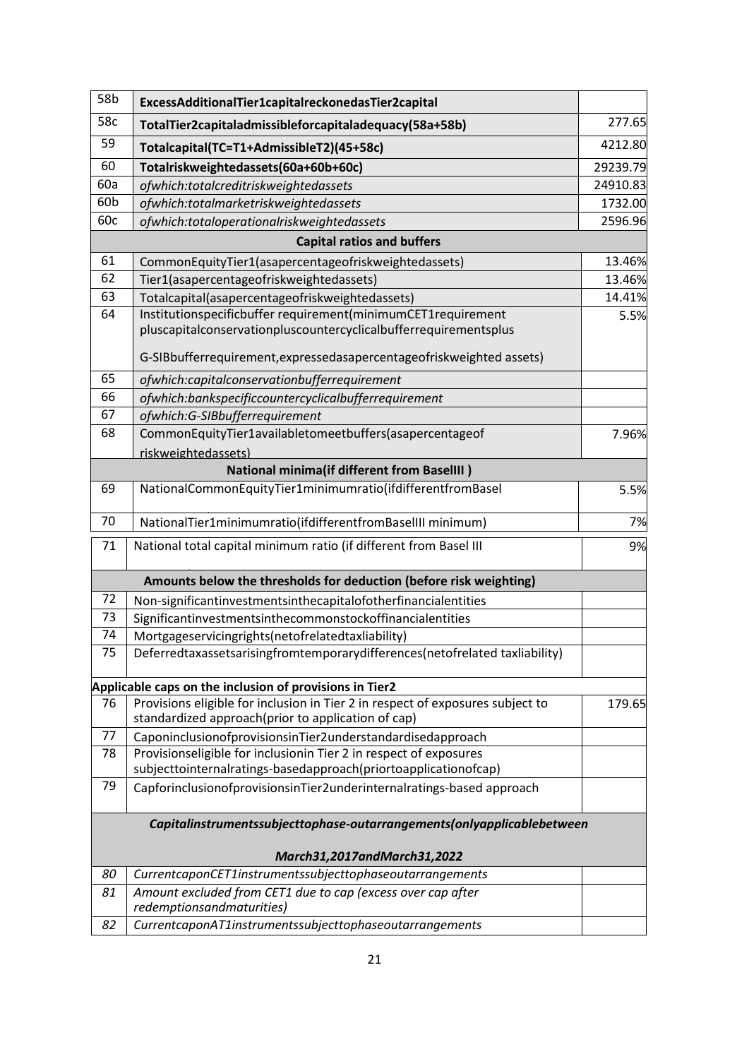| 58b | ExcessAdditionalTier1capitalreckonedasTier2capital | |
|---|---|---|
| 58c | **TotalTier2capitaladmissibleforcapitaladequacy(58a+58b)** | 277.65 |
| 59 | **Totalcapital(TC=T1+AdmissibleT2)(45+58c)** | 4212.80 |
| 60 | **Totalriskweightedassets(60a+60b+60c)** | 29239.79 |
| 60a | *ofwhich:totalcreditriskweightedassets* | 24910.83 |
| 60b | *ofwhich:totalmarketriskweightedassets* | 1732.00 |
| 60c | *ofwhich:totaloperationalriskweightedassets* | 2596.96 |
| | **Capital ratios and buffers** | |
| 61 | CommonEquityTier1(asapercentageofriskweightedassets) | 13.46% |
| 62 | Tier1(asapercentageofriskweightedassets) | 13.46% |
| 63 | Totalcapital(asapercentageofriskweightedassets) | 14.41% |
| 64 | Institutionspecificbuffer requirement(minimumCET1requirement pluscapitalconservationpluscountercyclicalbufferrequirementsplus G-SIBbufferrequirement,expressedasapercentageofriskweighted assets) | 5.5% |
| 65 | *ofwhich:capitalconservationbufferrequirement* | |
| 66 | *ofwhich:bankspecificcountercyclicalbufferrequirement* | |
| 67 | *ofwhich:G-SIBbufferrequirement* | |
| 68 | CommonEquityTier1availabletomeetbuffers(asapercentageof riskweightedassets) | 7.96% |
| | **National minima(if different from BaselIII )** | |
| 69 | NationalCommonEquityTier1minimumratio(ifdifferentfromBasel | 5.5% |
| 70 | NationalTier1minimumratio(ifdifferentfromBaselIII minimum) | 7% |
| 71 | National total capital minimum ratio (if different from Basel III | 9% |
| | **Amounts below the thresholds for deduction (before risk weighting)** | |
| 72 | Non-significantinvestmentsinthecapitalofotherfinancialentities | |
| 73 | Significantinvestmentsinthecommonstockoffinancialentities | |
| 74 | Mortgageservicingrights(netofrelatedtaxliability) | |
| 75 | Deferredtaxassetsarisingfromtemporarydifferences(netofrelated taxliability) | |
| | **Applicable caps on the inclusion of provisions in Tier2** | |
| 76 | Provisions eligible for inclusion in Tier 2 in respect of exposures subject to standardized approach(prior to application of cap) | 179.65 |
| 77 | CaponinclusionofprovisionsinTier2understandardisedapproach | |
| 78 | Provisionseligible for inclusionin Tier 2 in respect of exposures subjecttointernalratings-basedapproach(priortoapplicationofcap) | |
| 79 | CapforinclusionofprovisionsinTier2underinternalratings-based approach | |
| | ***Capitalinstrumentssubjecttophase-outarrangements(onlyapplicablebetween March31,2017andMarch31,2022*** | |
| *80* | *CurrentcaponCET1instrumentssubjecttophaseoutarrangements* | |
| *81* | *Amount excluded from CET1 due to cap (excess over cap after redemptionsandmaturities)* | |
| *82* | *CurrentcaponAT1instrumentssubjecttophaseoutarrangements* | |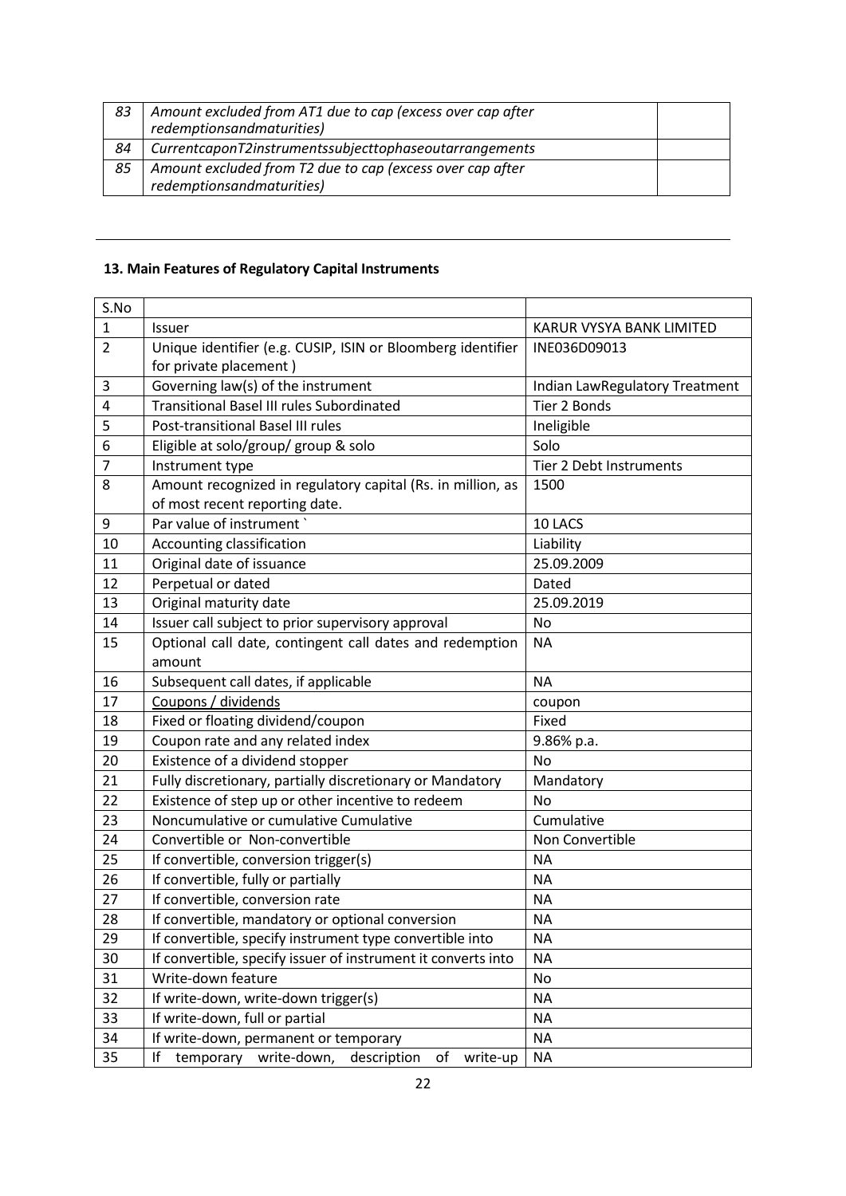| | | |
|---|---|---|
| 83 | *Amount excluded from AT1 due to cap (excess over cap after redemptionsandmaturities)* | |
| 84 | *CurrentcaponT2instrumentssubjecttophaseoutarrangements* | |
| 85 | *Amount excluded from T2 due to cap (excess over cap after redemptionsandmaturities)* | |

---

**13. Main Features of Regulatory Capital Instruments**

| S.No | | |
|---|---|---|
| 1 | Issuer | KARUR VYSYA BANK LIMITED |
| 2 | Unique identifier (e.g. CUSIP, ISIN or Bloomberg identifier for private placement ) | INE036D09013 |
| 3 | Governing law(s) of the instrument | Indian LawRegulatory Treatment |
| 4 | Transitional Basel III rules Subordinated | Tier 2 Bonds |
| 5 | Post-transitional Basel III rules | Ineligible |
| 6 | Eligible at solo/group/ group & solo | Solo |
| 7 | Instrument type | Tier 2 Debt Instruments |
| 8 | Amount recognized in regulatory capital (Rs. in million, as of most recent reporting date. | 1500 |
| 9 | Par value of instrument ` | 10 LACS |
| 10 | Accounting classification | Liability |
| 11 | Original date of issuance | 25.09.2009 |
| 12 | Perpetual or dated | Dated |
| 13 | Original maturity date | 25.09.2019 |
| 14 | Issuer call subject to prior supervisory approval | No |
| 15 | Optional call date, contingent call dates and redemption amount | NA |
| 16 | Subsequent call dates, if applicable | NA |
| 17 | Coupons / dividends | coupon |
| 18 | Fixed or floating dividend/coupon | Fixed |
| 19 | Coupon rate and any related index | 9.86% p.a. |
| 20 | Existence of a dividend stopper | No |
| 21 | Fully discretionary, partially discretionary or Mandatory | Mandatory |
| 22 | Existence of step up or other incentive to redeem | No |
| 23 | Noncumulative or cumulative Cumulative | Cumulative |
| 24 | Convertible or Non-convertible | Non Convertible |
| 25 | If convertible, conversion trigger(s) | NA |
| 26 | If convertible, fully or partially | NA |
| 27 | If convertible, conversion rate | NA |
| 28 | If convertible, mandatory or optional conversion | NA |
| 29 | If convertible, specify instrument type convertible into | NA |
| 30 | If convertible, specify issuer of instrument it converts into | NA |
| 31 | Write-down feature | No |
| 32 | If write-down, write-down trigger(s) | NA |
| 33 | If write-down, full or partial | NA |
| 34 | If write-down, permanent or temporary | NA |
| 35 | If temporary write-down, description of write-up | NA |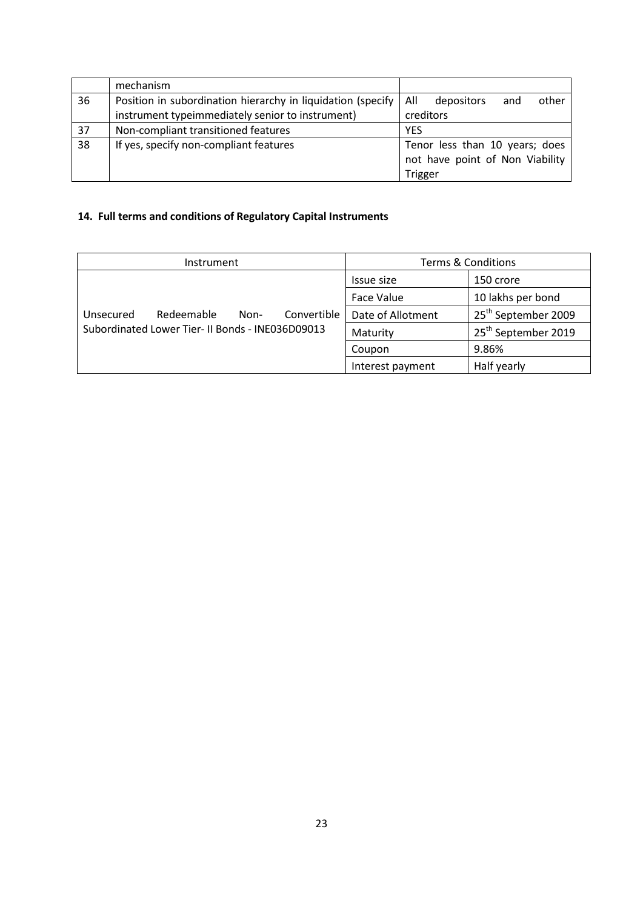| | | |
|---|---|---|
| | mechanism | |
| 36 | Position in subordination hierarchy in liquidation (specify instrument typeimmediately senior to instrument) | All depositors and other creditors |
| 37 | Non-compliant transitioned features | YES |
| 38 | If yes, specify non-compliant features | Tenor less than 10 years; does not have point of Non Viability Trigger |

**14. Full terms and conditions of Regulatory Capital Instruments**

| Instrument | Terms & Conditions | |
|---|---|---|
| Unsecured Redeemable Non- Convertible Subordinated Lower Tier- II Bonds - INE036D09013 | Issue size | 150 crore |
| | Face Value | 10 lakhs per bond |
| | Date of Allotment | 25th September 2009 |
| | Maturity | 25th September 2019 |
| | Coupon | 9.86% |
| | Interest payment | Half yearly |